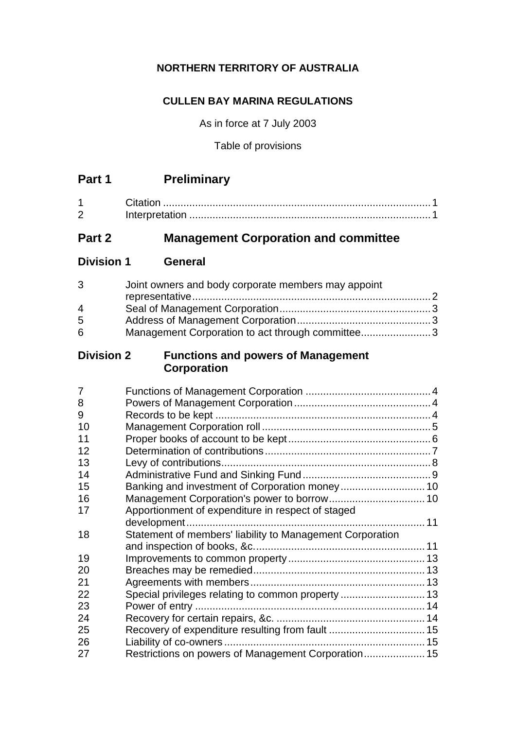**NORTHERN TERRITORY OF AUSTRALIA**

**CULLEN BAY MARINA REGULATIONS**

As in force at 7 July 2003

Table of provisions

## Part 1 Preliminary

| | | |
|---|---|---|
| 1 | Citation | 1 |
| 2 | Interpretation | 1 |

## Part 2 Management Corporation and committee

### Division 1 General

| | | |
|---|---|---|
| 3 | Joint owners and body corporate members may appoint representative | 2 |
| 4 | Seal of Management Corporation | 3 |
| 5 | Address of Management Corporation | 3 |
| 6 | Management Corporation to act through committee | 3 |

### Division 2 Functions and powers of Management Corporation

| | | |
|---|---|---|
| 7 | Functions of Management Corporation | 4 |
| 8 | Powers of Management Corporation | 4 |
| 9 | Records to be kept | 4 |
| 10 | Management Corporation roll | 5 |
| 11 | Proper books of account to be kept | 6 |
| 12 | Determination of contributions | 7 |
| 13 | Levy of contributions | 8 |
| 14 | Administrative Fund and Sinking Fund | 9 |
| 15 | Banking and investment of Corporation money | 10 |
| 16 | Management Corporation's power to borrow | 10 |
| 17 | Apportionment of expenditure in respect of staged development | 11 |
| 18 | Statement of members' liability to Management Corporation and inspection of books, &c. | 11 |
| 19 | Improvements to common property | 13 |
| 20 | Breaches may be remedied | 13 |
| 21 | Agreements with members | 13 |
| 22 | Special privileges relating to common property | 13 |
| 23 | Power of entry | 14 |
| 24 | Recovery for certain repairs, &c. | 14 |
| 25 | Recovery of expenditure resulting from fault | 15 |
| 26 | Liability of co-owners | 15 |
| 27 | Restrictions on powers of Management Corporation | 15 |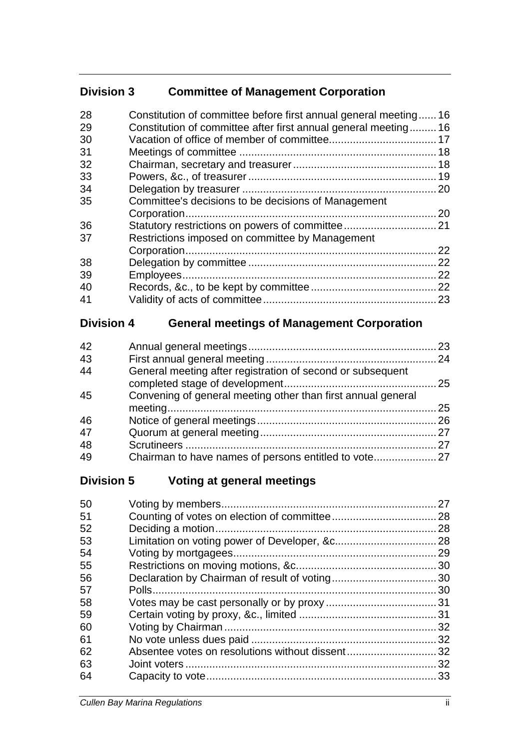## Division 3 Committee of Management Corporation

| | | |
|---|---|---|
| 28 | Constitution of committee before first annual general meeting | 16 |
| 29 | Constitution of committee after first annual general meeting | 16 |
| 30 | Vacation of office of member of committee | 17 |
| 31 | Meetings of committee | 18 |
| 32 | Chairman, secretary and treasurer | 18 |
| 33 | Powers, &c., of treasurer | 19 |
| 34 | Delegation by treasurer | 20 |
| 35 | Committee's decisions to be decisions of Management Corporation | 20 |
| 36 | Statutory restrictions on powers of committee | 21 |
| 37 | Restrictions imposed on committee by Management Corporation | 22 |
| 38 | Delegation by committee | 22 |
| 39 | Employees | 22 |
| 40 | Records, &c., to be kept by committee | 22 |
| 41 | Validity of acts of committee | 23 |

## Division 4 General meetings of Management Corporation

| | | |
|---|---|---|
| 42 | Annual general meetings | 23 |
| 43 | First annual general meeting | 24 |
| 44 | General meeting after registration of second or subsequent completed stage of development | 25 |
| 45 | Convening of general meeting other than first annual general meeting | 25 |
| 46 | Notice of general meetings | 26 |
| 47 | Quorum at general meeting | 27 |
| 48 | Scrutineers | 27 |
| 49 | Chairman to have names of persons entitled to vote | 27 |

## Division 5 Voting at general meetings

| | | |
|---|---|---|
| 50 | Voting by members | 27 |
| 51 | Counting of votes on election of committee | 28 |
| 52 | Deciding a motion | 28 |
| 53 | Limitation on voting power of Developer, &c | 28 |
| 54 | Voting by mortgagees | 29 |
| 55 | Restrictions on moving motions, &c | 30 |
| 56 | Declaration by Chairman of result of voting | 30 |
| 57 | Polls | 30 |
| 58 | Votes may be cast personally or by proxy | 31 |
| 59 | Certain voting by proxy, &c., limited | 31 |
| 60 | Voting by Chairman | 32 |
| 61 | No vote unless dues paid | 32 |
| 62 | Absentee votes on resolutions without dissent | 32 |
| 63 | Joint voters | 32 |
| 64 | Capacity to vote | 33 |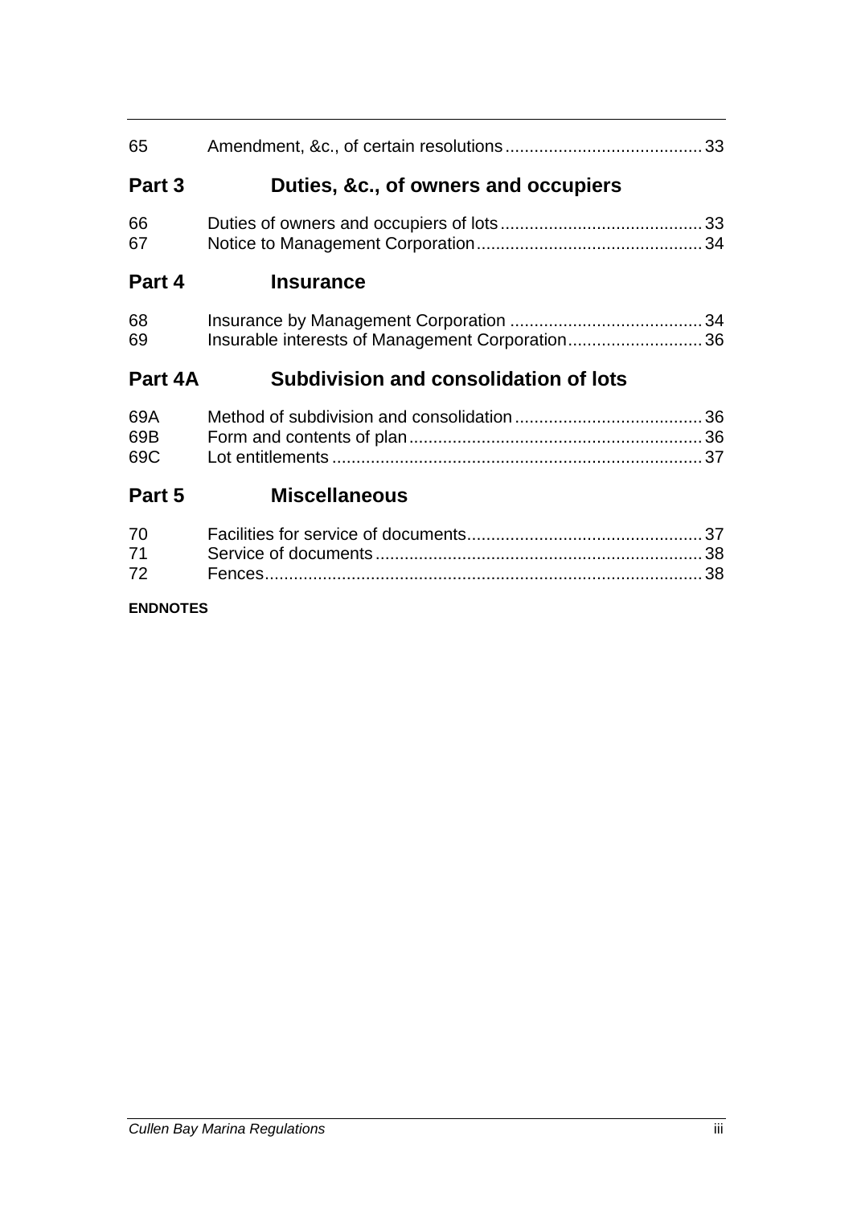65 Amendment, &c., of certain resolutions 33

**Part 3 Duties, &c., of owners and occupiers**

66 Duties of owners and occupiers of lots 33
67 Notice to Management Corporation 34

**Part 4 Insurance**

68 Insurance by Management Corporation 34
69 Insurable interests of Management Corporation 36

**Part 4A Subdivision and consolidation of lots**

69A Method of subdivision and consolidation 36
69B Form and contents of plan 36
69C Lot entitlements 37

**Part 5 Miscellaneous**

70 Facilities for service of documents 37
71 Service of documents 38
72 Fences 38

**ENDNOTES**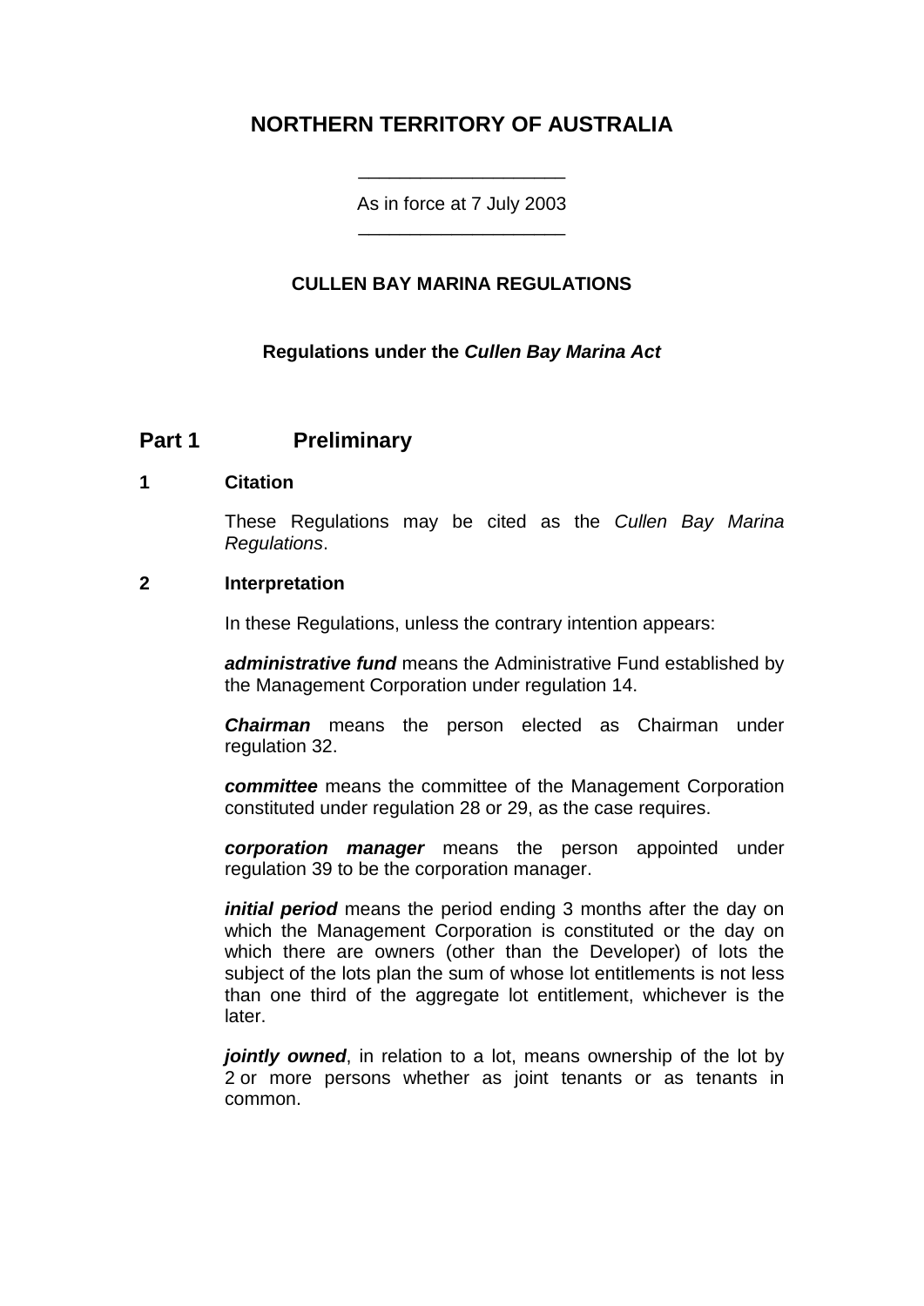# NORTHERN TERRITORY OF AUSTRALIA

As in force at 7 July 2003

## CULLEN BAY MARINA REGULATIONS

**Regulations under the *Cullen Bay Marina Act***

## Part 1 Preliminary

### 1 Citation

These Regulations may be cited as the *Cullen Bay Marina Regulations*.

### 2 Interpretation

In these Regulations, unless the contrary intention appears:

***administrative fund*** means the Administrative Fund established by the Management Corporation under regulation 14.

***Chairman*** means the person elected as Chairman under regulation 32.

***committee*** means the committee of the Management Corporation constituted under regulation 28 or 29, as the case requires.

***corporation manager*** means the person appointed under regulation 39 to be the corporation manager.

***initial period*** means the period ending 3 months after the day on which the Management Corporation is constituted or the day on which there are owners (other than the Developer) of lots the subject of the lots plan the sum of whose lot entitlements is not less than one third of the aggregate lot entitlement, whichever is the later.

***jointly owned***, in relation to a lot, means ownership of the lot by 2 or more persons whether as joint tenants or as tenants in common.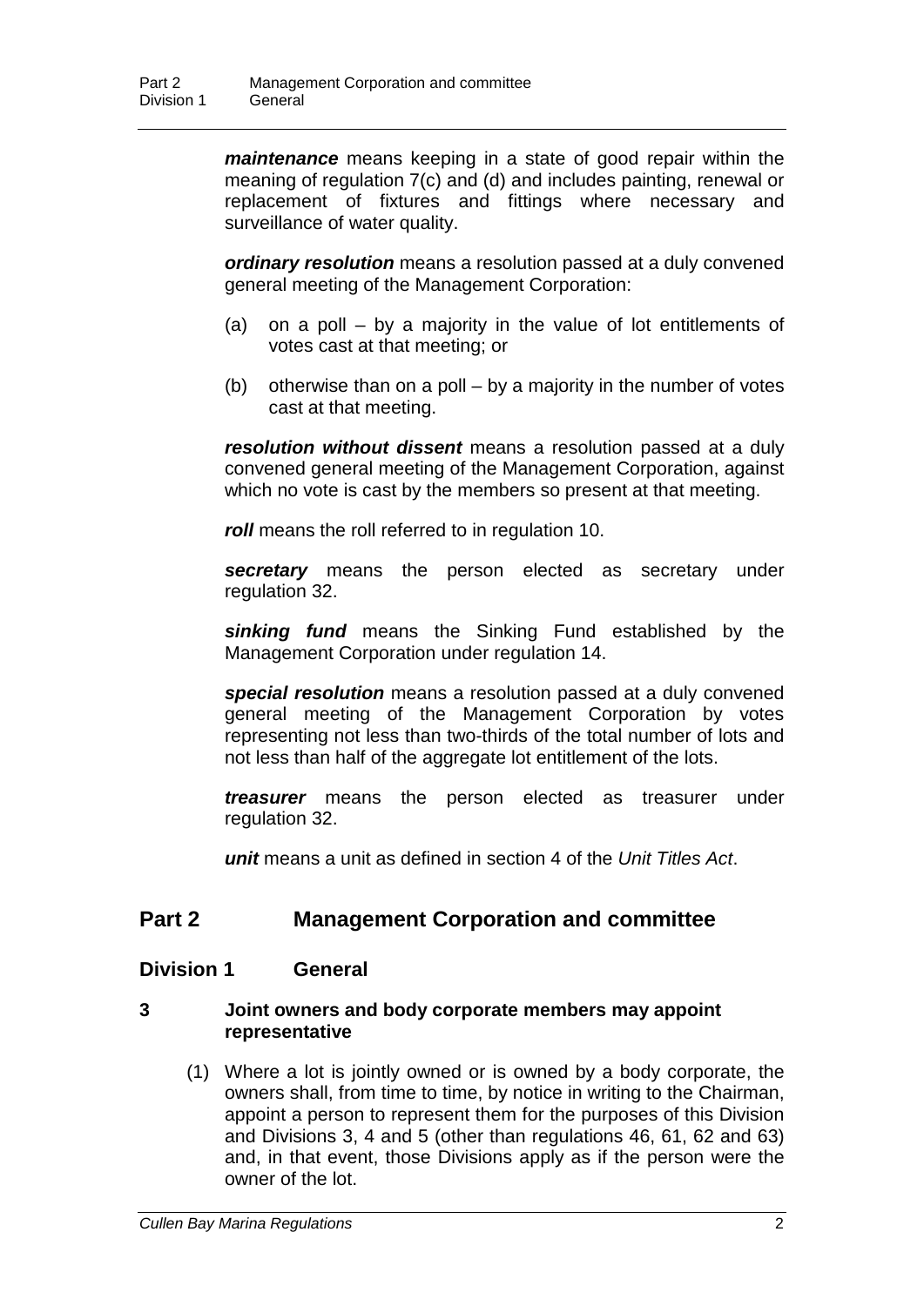***maintenance*** means keeping in a state of good repair within the meaning of regulation 7(c) and (d) and includes painting, renewal or replacement of fixtures and fittings where necessary and surveillance of water quality.

***ordinary resolution*** means a resolution passed at a duly convened general meeting of the Management Corporation:

(a) on a poll – by a majority in the value of lot entitlements of votes cast at that meeting; or

(b) otherwise than on a poll – by a majority in the number of votes cast at that meeting.

***resolution without dissent*** means a resolution passed at a duly convened general meeting of the Management Corporation, against which no vote is cast by the members so present at that meeting.

***roll*** means the roll referred to in regulation 10.

***secretary*** means the person elected as secretary under regulation 32.

***sinking fund*** means the Sinking Fund established by the Management Corporation under regulation 14.

***special resolution*** means a resolution passed at a duly convened general meeting of the Management Corporation by votes representing not less than two-thirds of the total number of lots and not less than half of the aggregate lot entitlement of the lots.

***treasurer*** means the person elected as treasurer under regulation 32.

***unit*** means a unit as defined in section 4 of the *Unit Titles Act*.

## Part 2 Management Corporation and committee

### Division 1 General

#### 3 Joint owners and body corporate members may appoint representative

(1) Where a lot is jointly owned or is owned by a body corporate, the owners shall, from time to time, by notice in writing to the Chairman, appoint a person to represent them for the purposes of this Division and Divisions 3, 4 and 5 (other than regulations 46, 61, 62 and 63) and, in that event, those Divisions apply as if the person were the owner of the lot.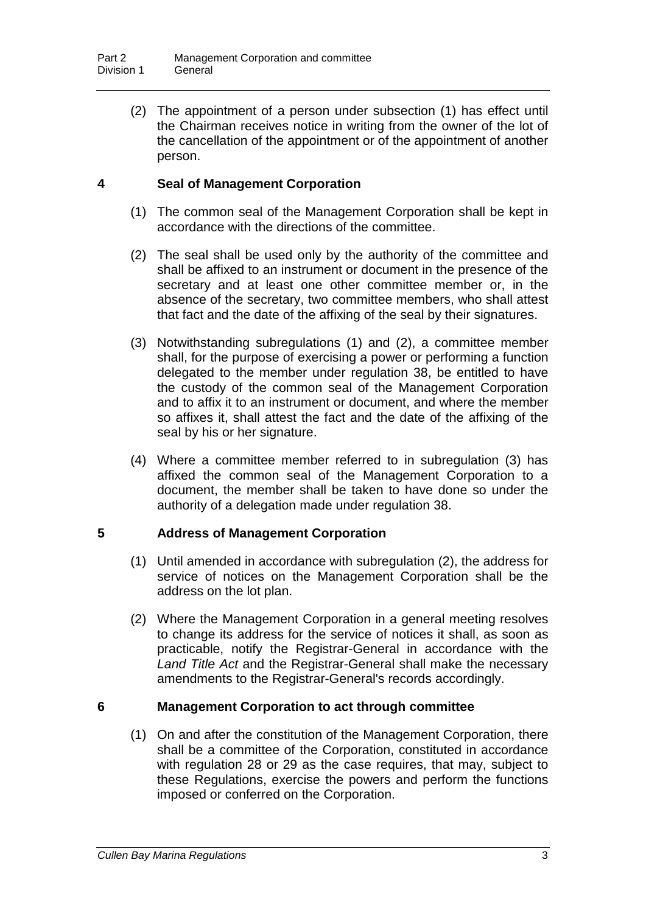(2) The appointment of a person under subsection (1) has effect until the Chairman receives notice in writing from the owner of the lot of the cancellation of the appointment or of the appointment of another person.

## 4 Seal of Management Corporation

(1) The common seal of the Management Corporation shall be kept in accordance with the directions of the committee.

(2) The seal shall be used only by the authority of the committee and shall be affixed to an instrument or document in the presence of the secretary and at least one other committee member or, in the absence of the secretary, two committee members, who shall attest that fact and the date of the affixing of the seal by their signatures.

(3) Notwithstanding subregulations (1) and (2), a committee member shall, for the purpose of exercising a power or performing a function delegated to the member under regulation 38, be entitled to have the custody of the common seal of the Management Corporation and to affix it to an instrument or document, and where the member so affixes it, shall attest the fact and the date of the affixing of the seal by his or her signature.

(4) Where a committee member referred to in subregulation (3) has affixed the common seal of the Management Corporation to a document, the member shall be taken to have done so under the authority of a delegation made under regulation 38.

## 5 Address of Management Corporation

(1) Until amended in accordance with subregulation (2), the address for service of notices on the Management Corporation shall be the address on the lot plan.

(2) Where the Management Corporation in a general meeting resolves to change its address for the service of notices it shall, as soon as practicable, notify the Registrar-General in accordance with the *Land Title Act* and the Registrar-General shall make the necessary amendments to the Registrar-General's records accordingly.

## 6 Management Corporation to act through committee

(1) On and after the constitution of the Management Corporation, there shall be a committee of the Corporation, constituted in accordance with regulation 28 or 29 as the case requires, that may, subject to these Regulations, exercise the powers and perform the functions imposed or conferred on the Corporation.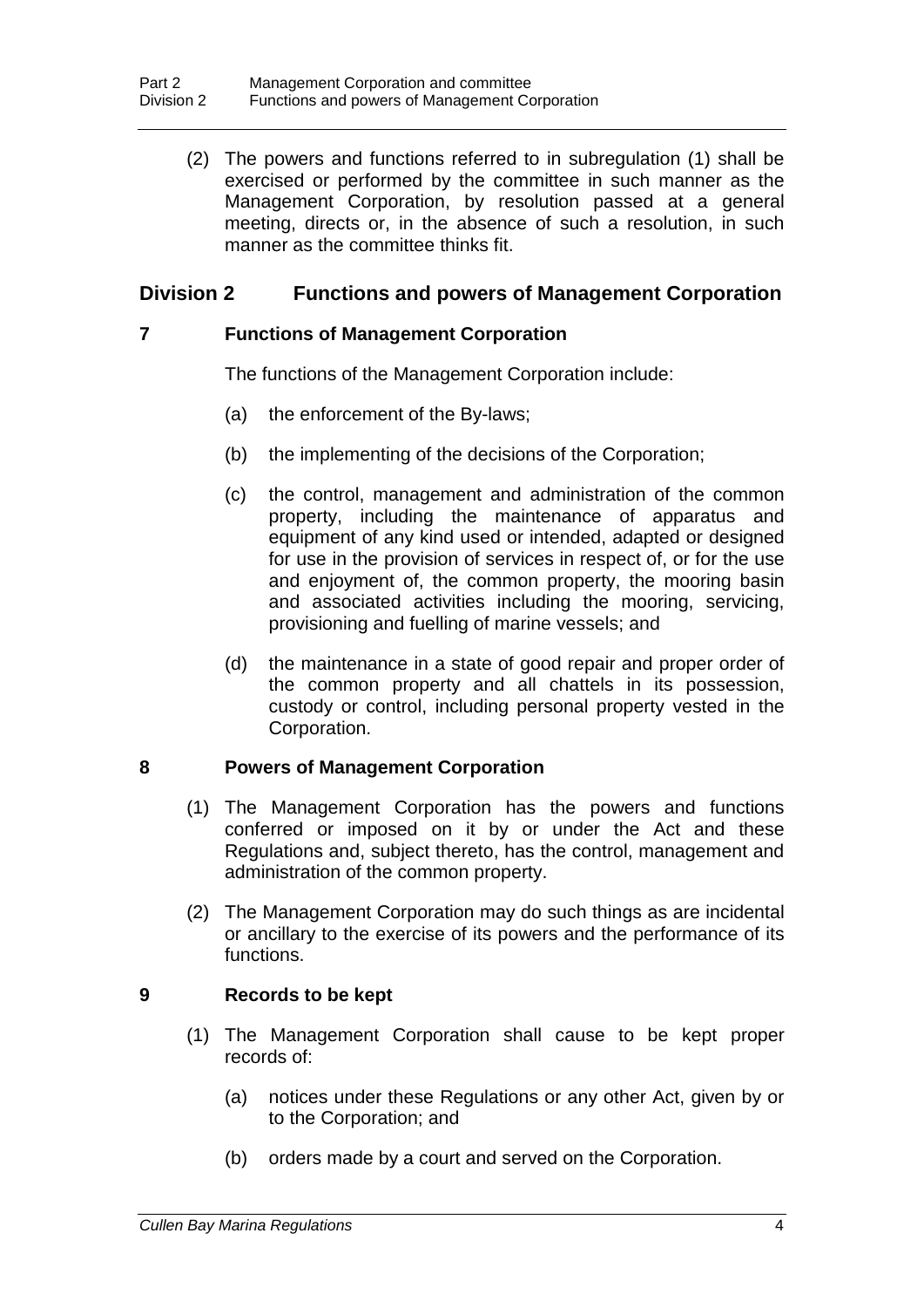(2) The powers and functions referred to in subregulation (1) shall be exercised or performed by the committee in such manner as the Management Corporation, by resolution passed at a general meeting, directs or, in the absence of such a resolution, in such manner as the committee thinks fit.

## Division 2 Functions and powers of Management Corporation

### 7 Functions of Management Corporation

The functions of the Management Corporation include:

(a) the enforcement of the By-laws;

(b) the implementing of the decisions of the Corporation;

(c) the control, management and administration of the common property, including the maintenance of apparatus and equipment of any kind used or intended, adapted or designed for use in the provision of services in respect of, or for the use and enjoyment of, the common property, the mooring basin and associated activities including the mooring, servicing, provisioning and fuelling of marine vessels; and

(d) the maintenance in a state of good repair and proper order of the common property and all chattels in its possession, custody or control, including personal property vested in the Corporation.

### 8 Powers of Management Corporation

(1) The Management Corporation has the powers and functions conferred or imposed on it by or under the Act and these Regulations and, subject thereto, has the control, management and administration of the common property.

(2) The Management Corporation may do such things as are incidental or ancillary to the exercise of its powers and the performance of its functions.

### 9 Records to be kept

(1) The Management Corporation shall cause to be kept proper records of:

(a) notices under these Regulations or any other Act, given by or to the Corporation; and

(b) orders made by a court and served on the Corporation.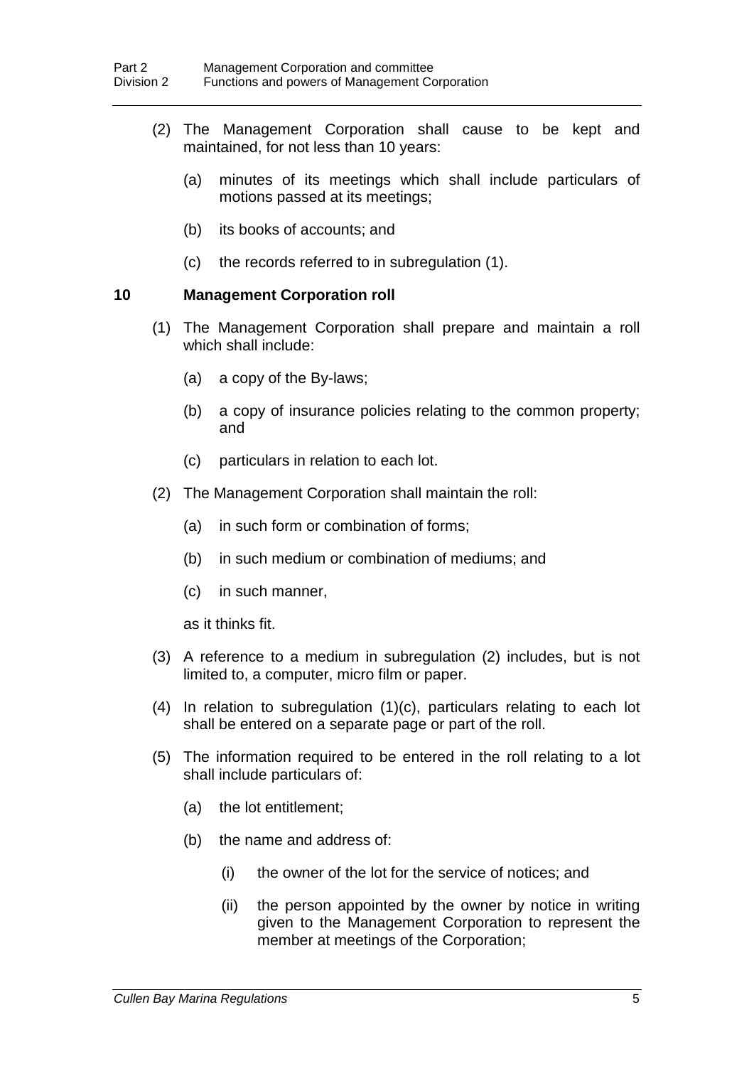(2) The Management Corporation shall cause to be kept and maintained, for not less than 10 years:

(a) minutes of its meetings which shall include particulars of motions passed at its meetings;

(b) its books of accounts; and

(c) the records referred to in subregulation (1).

## 10 Management Corporation roll

(1) The Management Corporation shall prepare and maintain a roll which shall include:

(a) a copy of the By-laws;

(b) a copy of insurance policies relating to the common property; and

(c) particulars in relation to each lot.

(2) The Management Corporation shall maintain the roll:

(a) in such form or combination of forms;

(b) in such medium or combination of mediums; and

(c) in such manner,

as it thinks fit.

(3) A reference to a medium in subregulation (2) includes, but is not limited to, a computer, micro film or paper.

(4) In relation to subregulation (1)(c), particulars relating to each lot shall be entered on a separate page or part of the roll.

(5) The information required to be entered in the roll relating to a lot shall include particulars of:

(a) the lot entitlement;

(b) the name and address of:

(i) the owner of the lot for the service of notices; and

(ii) the person appointed by the owner by notice in writing given to the Management Corporation to represent the member at meetings of the Corporation;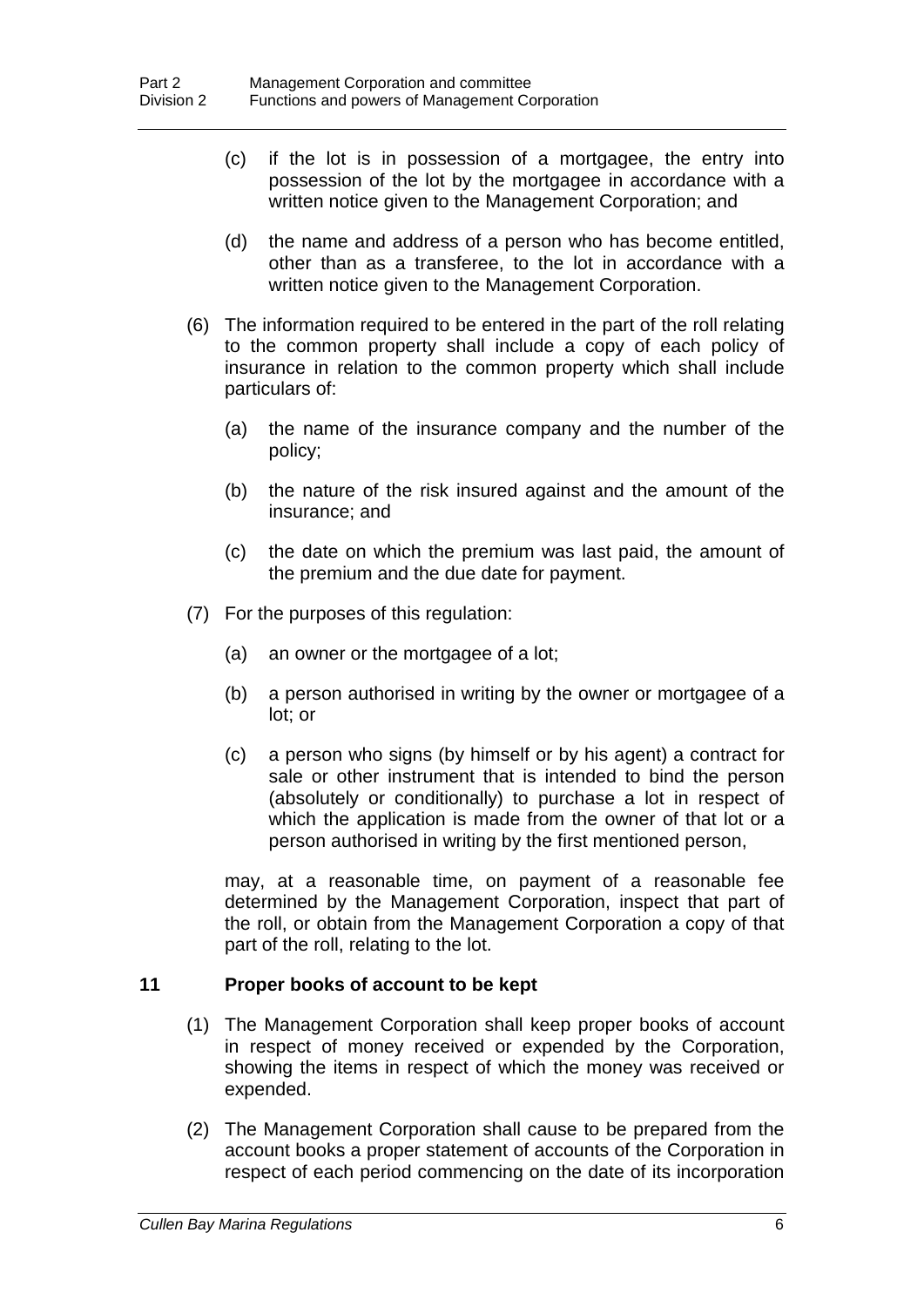(c) if the lot is in possession of a mortgagee, the entry into possession of the lot by the mortgagee in accordance with a written notice given to the Management Corporation; and

(d) the name and address of a person who has become entitled, other than as a transferee, to the lot in accordance with a written notice given to the Management Corporation.

(6) The information required to be entered in the part of the roll relating to the common property shall include a copy of each policy of insurance in relation to the common property which shall include particulars of:

(a) the name of the insurance company and the number of the policy;

(b) the nature of the risk insured against and the amount of the insurance; and

(c) the date on which the premium was last paid, the amount of the premium and the due date for payment.

(7) For the purposes of this regulation:

(a) an owner or the mortgagee of a lot;

(b) a person authorised in writing by the owner or mortgagee of a lot; or

(c) a person who signs (by himself or by his agent) a contract for sale or other instrument that is intended to bind the person (absolutely or conditionally) to purchase a lot in respect of which the application is made from the owner of that lot or a person authorised in writing by the first mentioned person,

may, at a reasonable time, on payment of a reasonable fee determined by the Management Corporation, inspect that part of the roll, or obtain from the Management Corporation a copy of that part of the roll, relating to the lot.

## 11 Proper books of account to be kept

(1) The Management Corporation shall keep proper books of account in respect of money received or expended by the Corporation, showing the items in respect of which the money was received or expended.

(2) The Management Corporation shall cause to be prepared from the account books a proper statement of accounts of the Corporation in respect of each period commencing on the date of its incorporation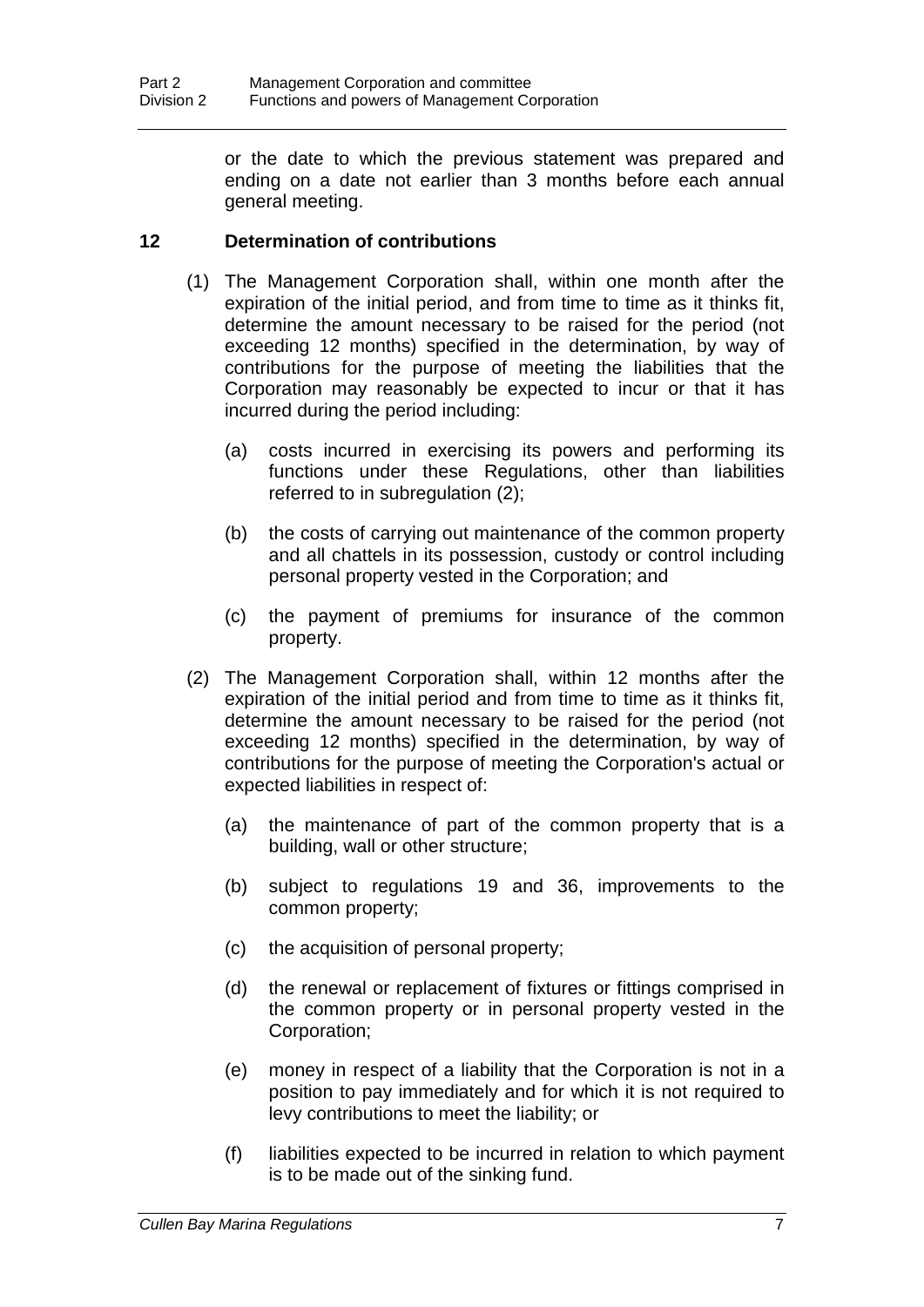or the date to which the previous statement was prepared and ending on a date not earlier than 3 months before each annual general meeting.

### 12 Determination of contributions

(1) The Management Corporation shall, within one month after the expiration of the initial period, and from time to time as it thinks fit, determine the amount necessary to be raised for the period (not exceeding 12 months) specified in the determination, by way of contributions for the purpose of meeting the liabilities that the Corporation may reasonably be expected to incur or that it has incurred during the period including:

(a) costs incurred in exercising its powers and performing its functions under these Regulations, other than liabilities referred to in subregulation (2);

(b) the costs of carrying out maintenance of the common property and all chattels in its possession, custody or control including personal property vested in the Corporation; and

(c) the payment of premiums for insurance of the common property.

(2) The Management Corporation shall, within 12 months after the expiration of the initial period and from time to time as it thinks fit, determine the amount necessary to be raised for the period (not exceeding 12 months) specified in the determination, by way of contributions for the purpose of meeting the Corporation's actual or expected liabilities in respect of:

(a) the maintenance of part of the common property that is a building, wall or other structure;

(b) subject to regulations 19 and 36, improvements to the common property;

(c) the acquisition of personal property;

(d) the renewal or replacement of fixtures or fittings comprised in the common property or in personal property vested in the Corporation;

(e) money in respect of a liability that the Corporation is not in a position to pay immediately and for which it is not required to levy contributions to meet the liability; or

(f) liabilities expected to be incurred in relation to which payment is to be made out of the sinking fund.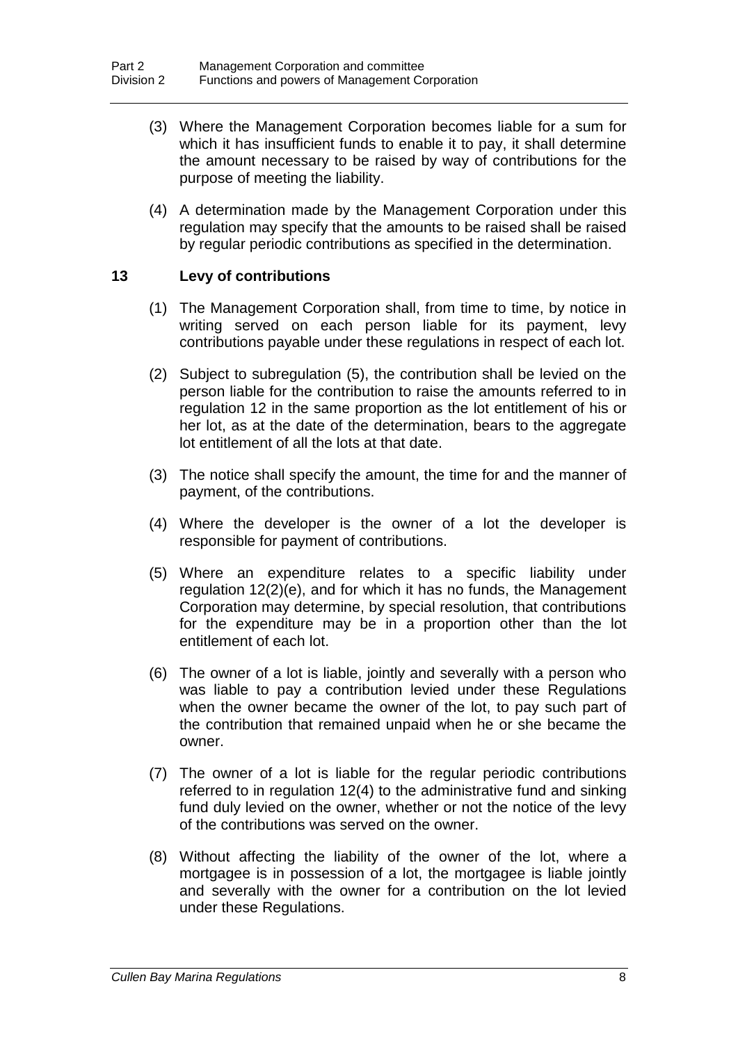(3) Where the Management Corporation becomes liable for a sum for which it has insufficient funds to enable it to pay, it shall determine the amount necessary to be raised by way of contributions for the purpose of meeting the liability.

(4) A determination made by the Management Corporation under this regulation may specify that the amounts to be raised shall be raised by regular periodic contributions as specified in the determination.

## 13 Levy of contributions

(1) The Management Corporation shall, from time to time, by notice in writing served on each person liable for its payment, levy contributions payable under these regulations in respect of each lot.

(2) Subject to subregulation (5), the contribution shall be levied on the person liable for the contribution to raise the amounts referred to in regulation 12 in the same proportion as the lot entitlement of his or her lot, as at the date of the determination, bears to the aggregate lot entitlement of all the lots at that date.

(3) The notice shall specify the amount, the time for and the manner of payment, of the contributions.

(4) Where the developer is the owner of a lot the developer is responsible for payment of contributions.

(5) Where an expenditure relates to a specific liability under regulation 12(2)(e), and for which it has no funds, the Management Corporation may determine, by special resolution, that contributions for the expenditure may be in a proportion other than the lot entitlement of each lot.

(6) The owner of a lot is liable, jointly and severally with a person who was liable to pay a contribution levied under these Regulations when the owner became the owner of the lot, to pay such part of the contribution that remained unpaid when he or she became the owner.

(7) The owner of a lot is liable for the regular periodic contributions referred to in regulation 12(4) to the administrative fund and sinking fund duly levied on the owner, whether or not the notice of the levy of the contributions was served on the owner.

(8) Without affecting the liability of the owner of the lot, where a mortgagee is in possession of a lot, the mortgagee is liable jointly and severally with the owner for a contribution on the lot levied under these Regulations.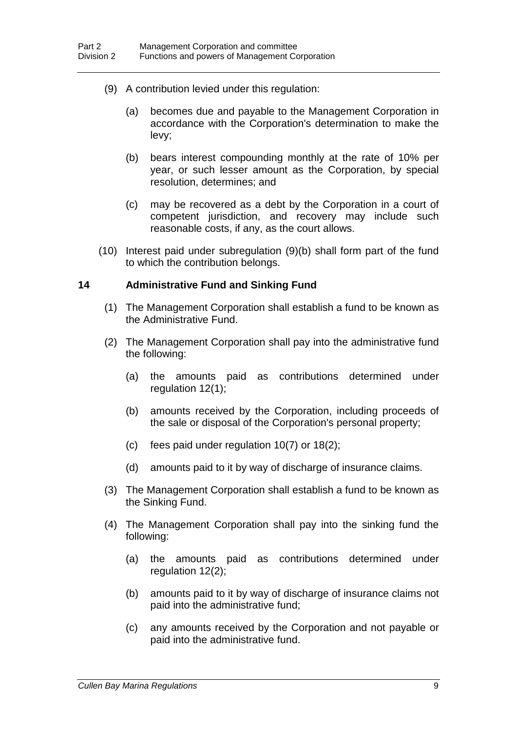(9) A contribution levied under this regulation:

(a) becomes due and payable to the Management Corporation in accordance with the Corporation's determination to make the levy;

(b) bears interest compounding monthly at the rate of 10% per year, or such lesser amount as the Corporation, by special resolution, determines; and

(c) may be recovered as a debt by the Corporation in a court of competent jurisdiction, and recovery may include such reasonable costs, if any, as the court allows.

(10) Interest paid under subregulation (9)(b) shall form part of the fund to which the contribution belongs.

### 14 Administrative Fund and Sinking Fund

(1) The Management Corporation shall establish a fund to be known as the Administrative Fund.

(2) The Management Corporation shall pay into the administrative fund the following:

(a) the amounts paid as contributions determined under regulation 12(1);

(b) amounts received by the Corporation, including proceeds of the sale or disposal of the Corporation's personal property;

(c) fees paid under regulation 10(7) or 18(2);

(d) amounts paid to it by way of discharge of insurance claims.

(3) The Management Corporation shall establish a fund to be known as the Sinking Fund.

(4) The Management Corporation shall pay into the sinking fund the following:

(a) the amounts paid as contributions determined under regulation 12(2);

(b) amounts paid to it by way of discharge of insurance claims not paid into the administrative fund;

(c) any amounts received by the Corporation and not payable or paid into the administrative fund.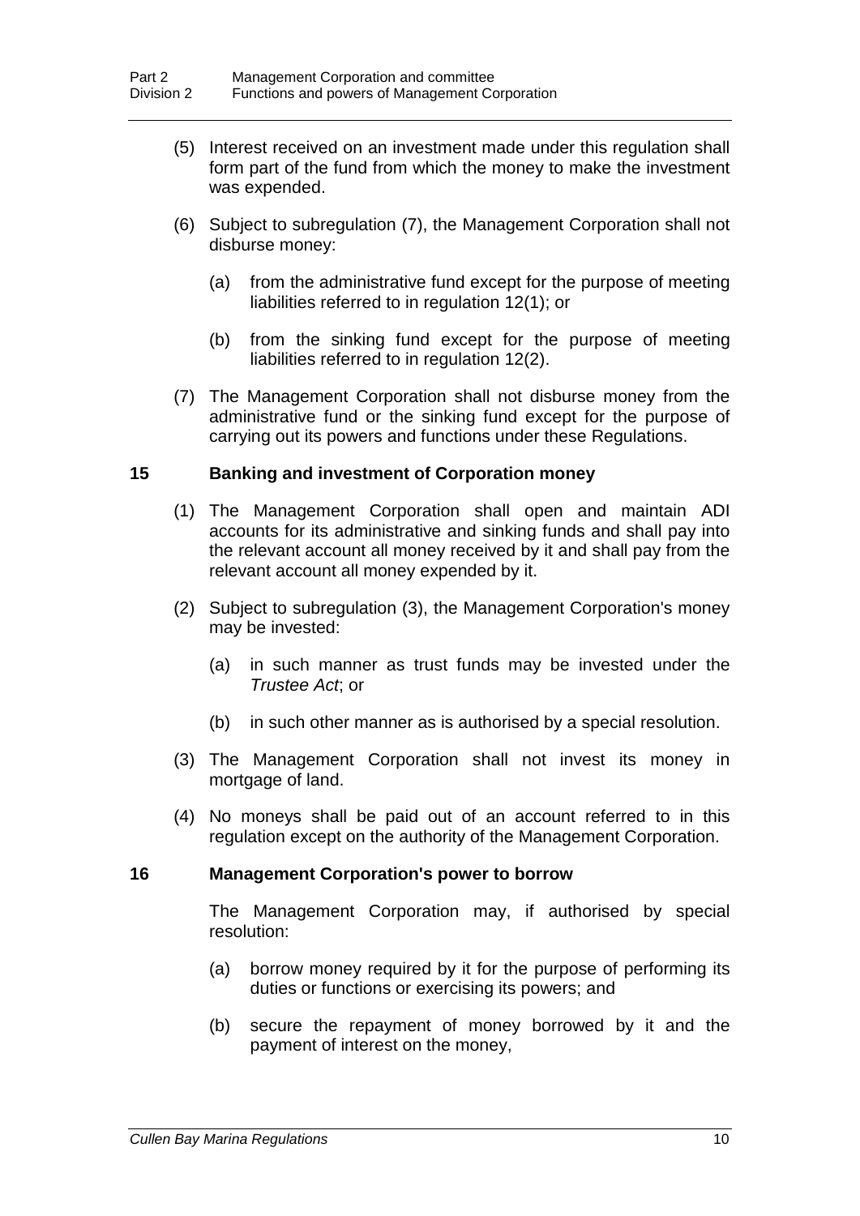(5) Interest received on an investment made under this regulation shall form part of the fund from which the money to make the investment was expended.

(6) Subject to subregulation (7), the Management Corporation shall not disburse money:

(a) from the administrative fund except for the purpose of meeting liabilities referred to in regulation 12(1); or

(b) from the sinking fund except for the purpose of meeting liabilities referred to in regulation 12(2).

(7) The Management Corporation shall not disburse money from the administrative fund or the sinking fund except for the purpose of carrying out its powers and functions under these Regulations.

## 15 Banking and investment of Corporation money

(1) The Management Corporation shall open and maintain ADI accounts for its administrative and sinking funds and shall pay into the relevant account all money received by it and shall pay from the relevant account all money expended by it.

(2) Subject to subregulation (3), the Management Corporation's money may be invested:

(a) in such manner as trust funds may be invested under the *Trustee Act*; or

(b) in such other manner as is authorised by a special resolution.

(3) The Management Corporation shall not invest its money in mortgage of land.

(4) No moneys shall be paid out of an account referred to in this regulation except on the authority of the Management Corporation.

## 16 Management Corporation's power to borrow

The Management Corporation may, if authorised by special resolution:

(a) borrow money required by it for the purpose of performing its duties or functions or exercising its powers; and

(b) secure the repayment of money borrowed by it and the payment of interest on the money,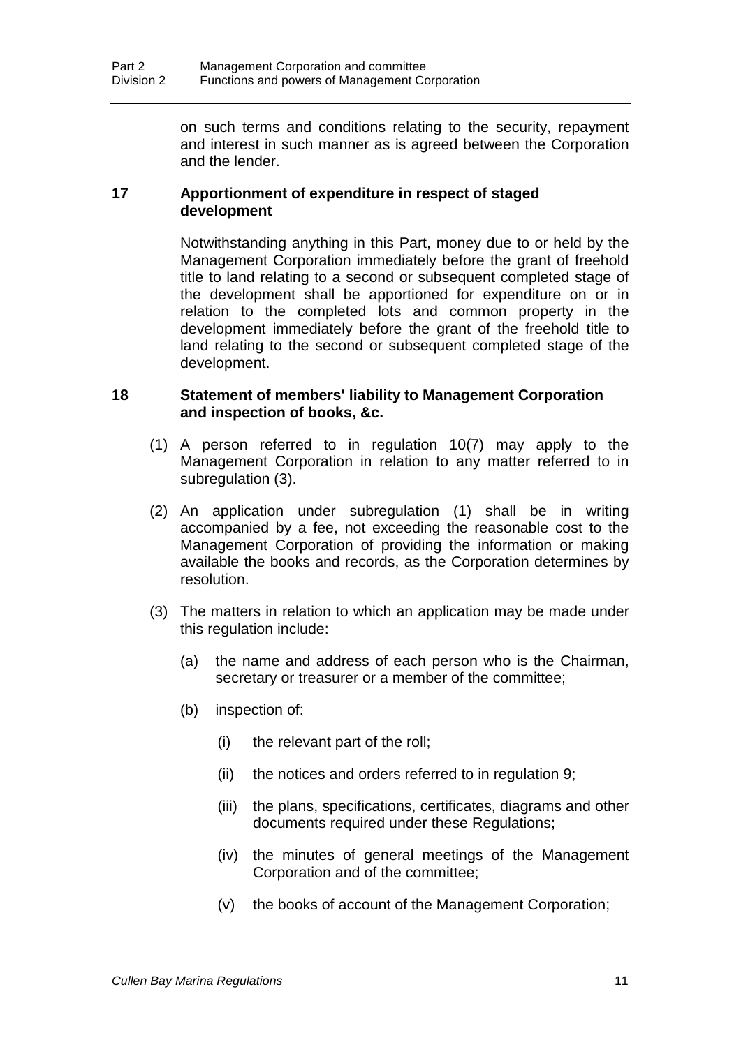on such terms and conditions relating to the security, repayment and interest in such manner as is agreed between the Corporation and the lender.

### 17 Apportionment of expenditure in respect of staged development

Notwithstanding anything in this Part, money due to or held by the Management Corporation immediately before the grant of freehold title to land relating to a second or subsequent completed stage of the development shall be apportioned for expenditure on or in relation to the completed lots and common property in the development immediately before the grant of the freehold title to land relating to the second or subsequent completed stage of the development.

### 18 Statement of members' liability to Management Corporation and inspection of books, &c.

(1) A person referred to in regulation 10(7) may apply to the Management Corporation in relation to any matter referred to in subregulation (3).

(2) An application under subregulation (1) shall be in writing accompanied by a fee, not exceeding the reasonable cost to the Management Corporation of providing the information or making available the books and records, as the Corporation determines by resolution.

(3) The matters in relation to which an application may be made under this regulation include:

- (a) the name and address of each person who is the Chairman, secretary or treasurer or a member of the committee;
- (b) inspection of:
  - (i) the relevant part of the roll;
  - (ii) the notices and orders referred to in regulation 9;
  - (iii) the plans, specifications, certificates, diagrams and other documents required under these Regulations;
  - (iv) the minutes of general meetings of the Management Corporation and of the committee;
  - (v) the books of account of the Management Corporation;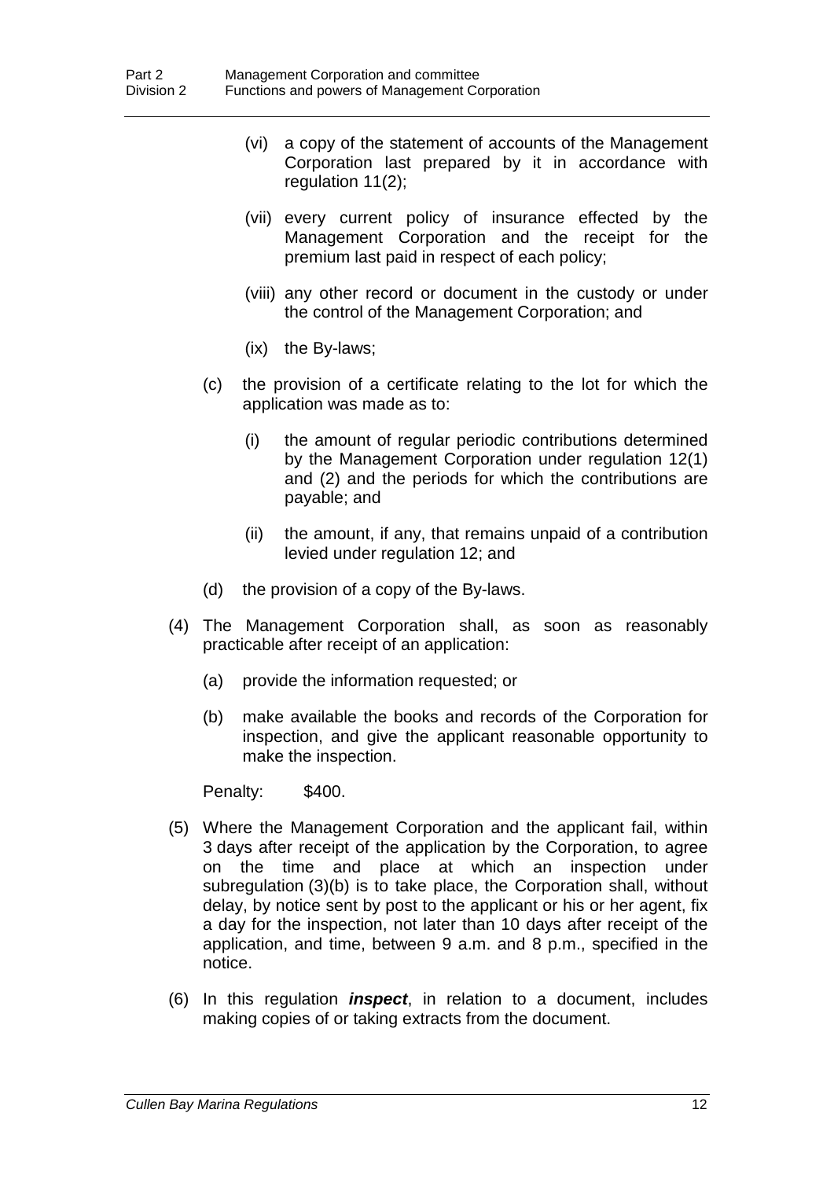(vi) a copy of the statement of accounts of the Management Corporation last prepared by it in accordance with regulation 11(2);

(vii) every current policy of insurance effected by the Management Corporation and the receipt for the premium last paid in respect of each policy;

(viii) any other record or document in the custody or under the control of the Management Corporation; and

(ix) the By-laws;

(c) the provision of a certificate relating to the lot for which the application was made as to:

(i) the amount of regular periodic contributions determined by the Management Corporation under regulation 12(1) and (2) and the periods for which the contributions are payable; and

(ii) the amount, if any, that remains unpaid of a contribution levied under regulation 12; and

(d) the provision of a copy of the By-laws.

(4) The Management Corporation shall, as soon as reasonably practicable after receipt of an application:

(a) provide the information requested; or

(b) make available the books and records of the Corporation for inspection, and give the applicant reasonable opportunity to make the inspection.

Penalty: $400.

(5) Where the Management Corporation and the applicant fail, within 3 days after receipt of the application by the Corporation, to agree on the time and place at which an inspection under subregulation (3)(b) is to take place, the Corporation shall, without delay, by notice sent by post to the applicant or his or her agent, fix a day for the inspection, not later than 10 days after receipt of the application, and time, between 9 a.m. and 8 p.m., specified in the notice.

(6) In this regulation ***inspect***, in relation to a document, includes making copies of or taking extracts from the document.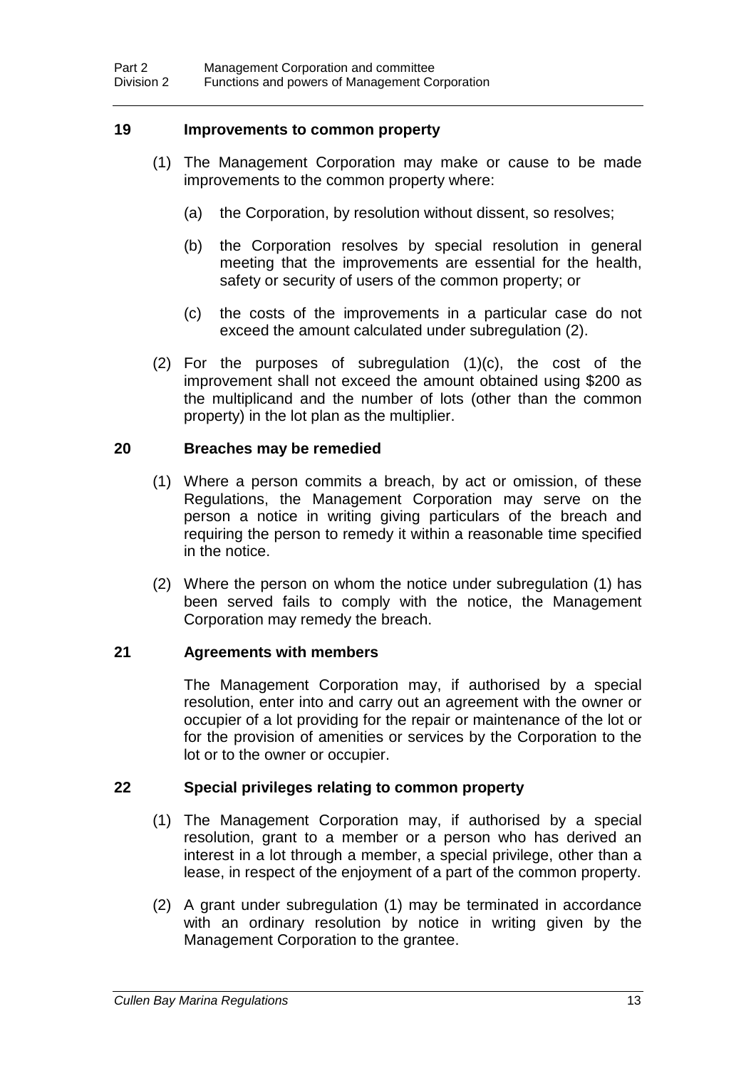## 19 Improvements to common property

(1) The Management Corporation may make or cause to be made improvements to the common property where:

(a) the Corporation, by resolution without dissent, so resolves;

(b) the Corporation resolves by special resolution in general meeting that the improvements are essential for the health, safety or security of users of the common property; or

(c) the costs of the improvements in a particular case do not exceed the amount calculated under subregulation (2).

(2) For the purposes of subregulation (1)(c), the cost of the improvement shall not exceed the amount obtained using $200 as the multiplicand and the number of lots (other than the common property) in the lot plan as the multiplier.

## 20 Breaches may be remedied

(1) Where a person commits a breach, by act or omission, of these Regulations, the Management Corporation may serve on the person a notice in writing giving particulars of the breach and requiring the person to remedy it within a reasonable time specified in the notice.

(2) Where the person on whom the notice under subregulation (1) has been served fails to comply with the notice, the Management Corporation may remedy the breach.

## 21 Agreements with members

The Management Corporation may, if authorised by a special resolution, enter into and carry out an agreement with the owner or occupier of a lot providing for the repair or maintenance of the lot or for the provision of amenities or services by the Corporation to the lot or to the owner or occupier.

## 22 Special privileges relating to common property

(1) The Management Corporation may, if authorised by a special resolution, grant to a member or a person who has derived an interest in a lot through a member, a special privilege, other than a lease, in respect of the enjoyment of a part of the common property.

(2) A grant under subregulation (1) may be terminated in accordance with an ordinary resolution by notice in writing given by the Management Corporation to the grantee.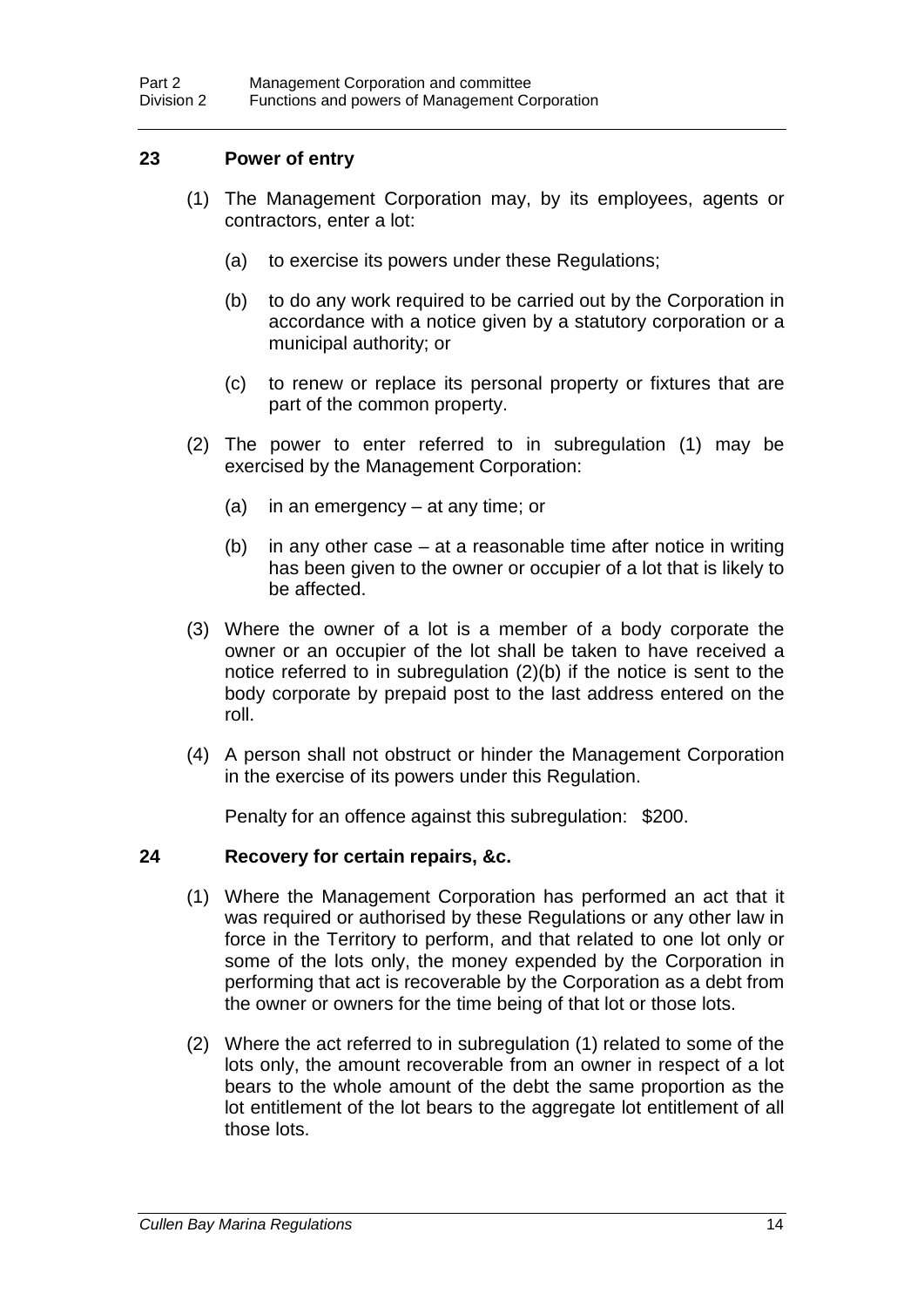## 23 Power of entry

(1) The Management Corporation may, by its employees, agents or contractors, enter a lot:

(a) to exercise its powers under these Regulations;

(b) to do any work required to be carried out by the Corporation in accordance with a notice given by a statutory corporation or a municipal authority; or

(c) to renew or replace its personal property or fixtures that are part of the common property.

(2) The power to enter referred to in subregulation (1) may be exercised by the Management Corporation:

(a) in an emergency – at any time; or

(b) in any other case – at a reasonable time after notice in writing has been given to the owner or occupier of a lot that is likely to be affected.

(3) Where the owner of a lot is a member of a body corporate the owner or an occupier of the lot shall be taken to have received a notice referred to in subregulation (2)(b) if the notice is sent to the body corporate by prepaid post to the last address entered on the roll.

(4) A person shall not obstruct or hinder the Management Corporation in the exercise of its powers under this Regulation.

Penalty for an offence against this subregulation: $200.

## 24 Recovery for certain repairs, &c.

(1) Where the Management Corporation has performed an act that it was required or authorised by these Regulations or any other law in force in the Territory to perform, and that related to one lot only or some of the lots only, the money expended by the Corporation in performing that act is recoverable by the Corporation as a debt from the owner or owners for the time being of that lot or those lots.

(2) Where the act referred to in subregulation (1) related to some of the lots only, the amount recoverable from an owner in respect of a lot bears to the whole amount of the debt the same proportion as the lot entitlement of the lot bears to the aggregate lot entitlement of all those lots.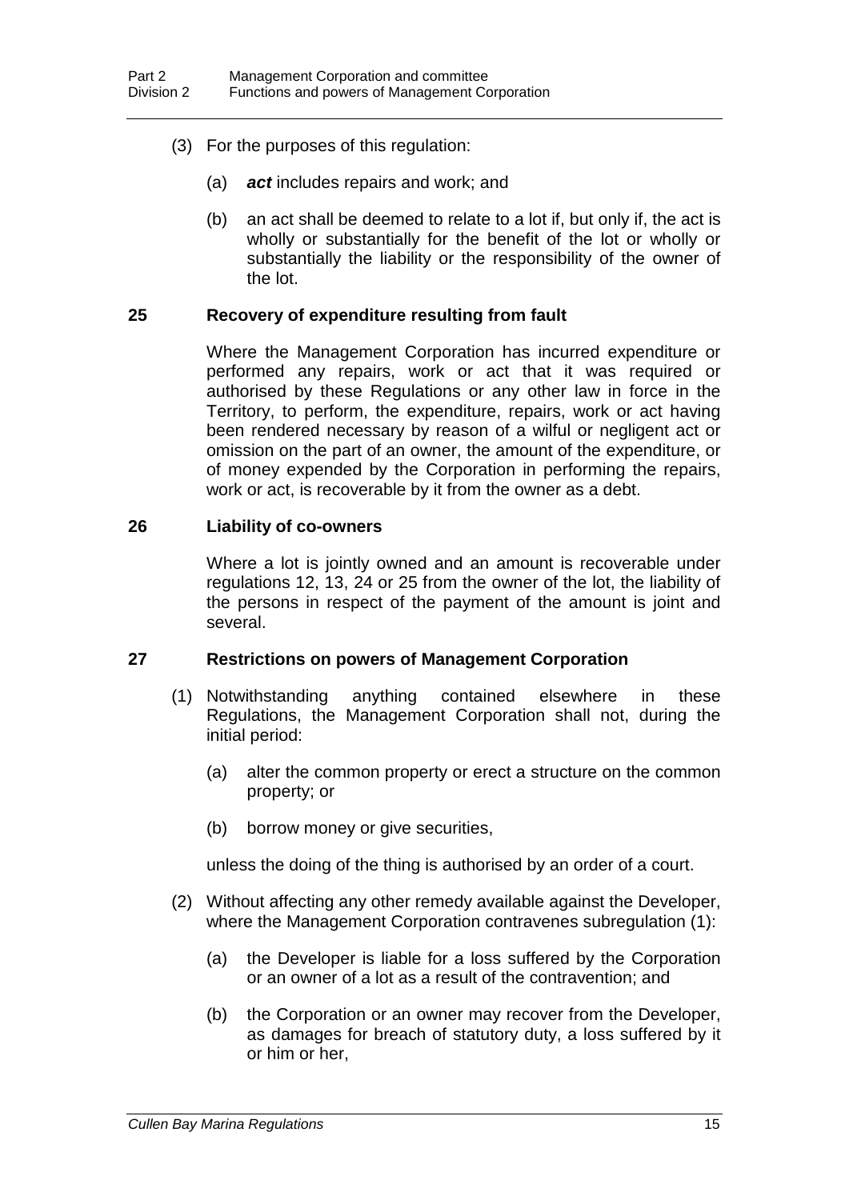(3) For the purposes of this regulation:

(a) ***act*** includes repairs and work; and

(b) an act shall be deemed to relate to a lot if, but only if, the act is wholly or substantially for the benefit of the lot or wholly or substantially the liability or the responsibility of the owner of the lot.

### 25 Recovery of expenditure resulting from fault

Where the Management Corporation has incurred expenditure or performed any repairs, work or act that it was required or authorised by these Regulations or any other law in force in the Territory, to perform, the expenditure, repairs, work or act having been rendered necessary by reason of a wilful or negligent act or omission on the part of an owner, the amount of the expenditure, or of money expended by the Corporation in performing the repairs, work or act, is recoverable by it from the owner as a debt.

### 26 Liability of co-owners

Where a lot is jointly owned and an amount is recoverable under regulations 12, 13, 24 or 25 from the owner of the lot, the liability of the persons in respect of the payment of the amount is joint and several.

### 27 Restrictions on powers of Management Corporation

(1) Notwithstanding anything contained elsewhere in these Regulations, the Management Corporation shall not, during the initial period:

(a) alter the common property or erect a structure on the common property; or

(b) borrow money or give securities,

unless the doing of the thing is authorised by an order of a court.

(2) Without affecting any other remedy available against the Developer, where the Management Corporation contravenes subregulation (1):

(a) the Developer is liable for a loss suffered by the Corporation or an owner of a lot as a result of the contravention; and

(b) the Corporation or an owner may recover from the Developer, as damages for breach of statutory duty, a loss suffered by it or him or her,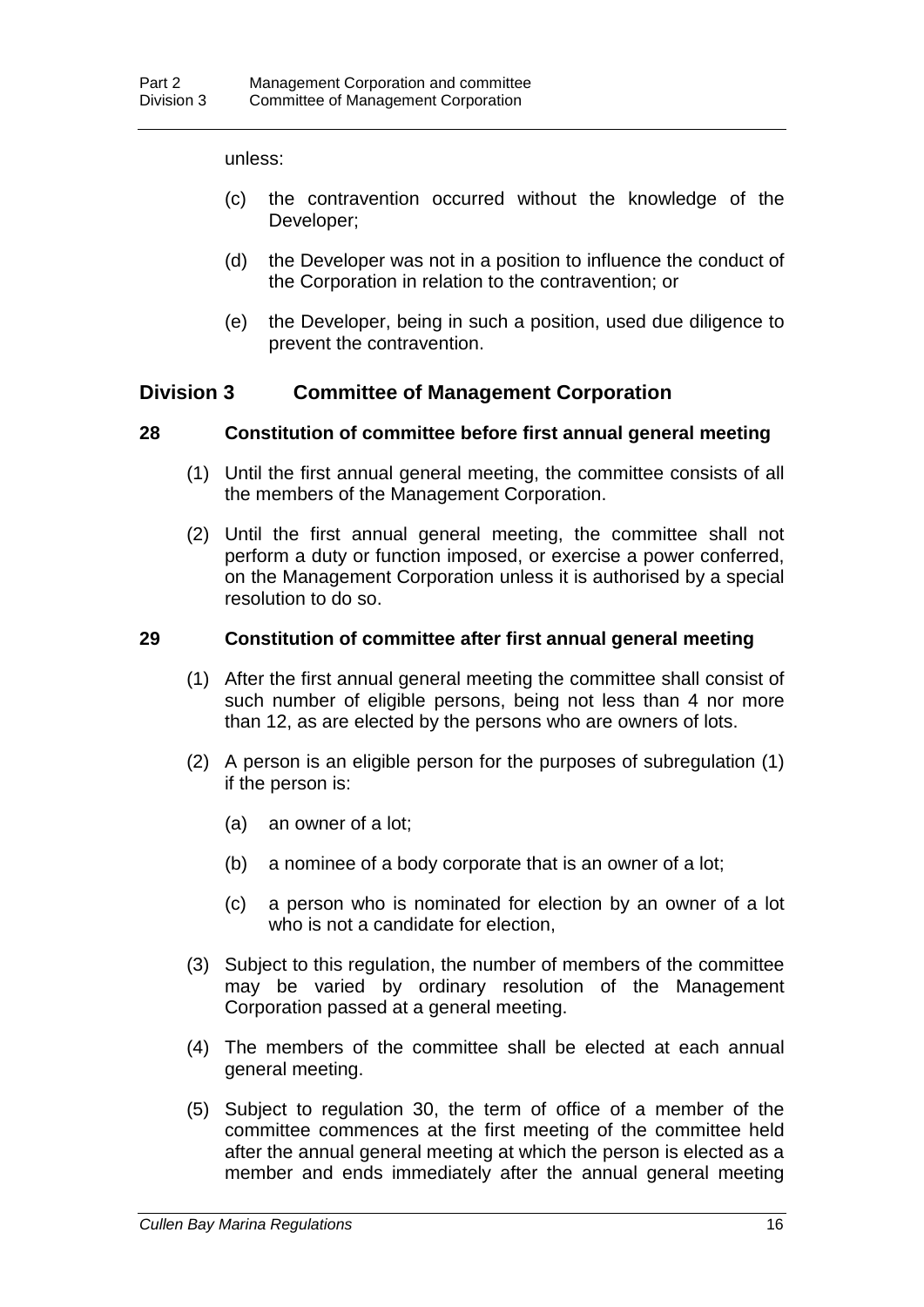unless:

(c) the contravention occurred without the knowledge of the Developer;

(d) the Developer was not in a position to influence the conduct of the Corporation in relation to the contravention; or

(e) the Developer, being in such a position, used due diligence to prevent the contravention.

## Division 3 Committee of Management Corporation

### 28 Constitution of committee before first annual general meeting

(1) Until the first annual general meeting, the committee consists of all the members of the Management Corporation.

(2) Until the first annual general meeting, the committee shall not perform a duty or function imposed, or exercise a power conferred, on the Management Corporation unless it is authorised by a special resolution to do so.

### 29 Constitution of committee after first annual general meeting

(1) After the first annual general meeting the committee shall consist of such number of eligible persons, being not less than 4 nor more than 12, as are elected by the persons who are owners of lots.

(2) A person is an eligible person for the purposes of subregulation (1) if the person is:

(a) an owner of a lot;

(b) a nominee of a body corporate that is an owner of a lot;

(c) a person who is nominated for election by an owner of a lot who is not a candidate for election,

(3) Subject to this regulation, the number of members of the committee may be varied by ordinary resolution of the Management Corporation passed at a general meeting.

(4) The members of the committee shall be elected at each annual general meeting.

(5) Subject to regulation 30, the term of office of a member of the committee commences at the first meeting of the committee held after the annual general meeting at which the person is elected as a member and ends immediately after the annual general meeting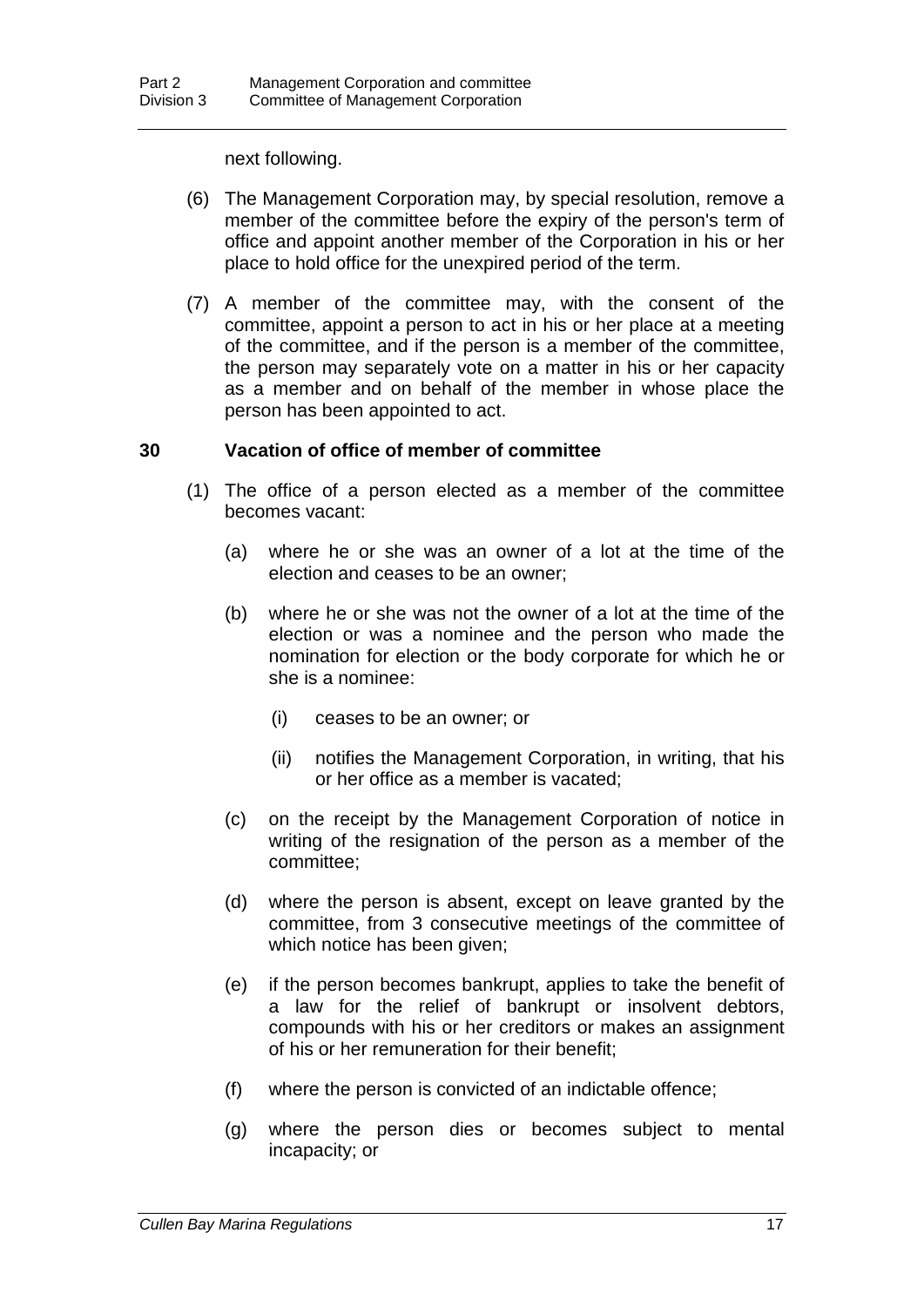next following.

(6) The Management Corporation may, by special resolution, remove a member of the committee before the expiry of the person's term of office and appoint another member of the Corporation in his or her place to hold office for the unexpired period of the term.

(7) A member of the committee may, with the consent of the committee, appoint a person to act in his or her place at a meeting of the committee, and if the person is a member of the committee, the person may separately vote on a matter in his or her capacity as a member and on behalf of the member in whose place the person has been appointed to act.

## 30 Vacation of office of member of committee

(1) The office of a person elected as a member of the committee becomes vacant:

(a) where he or she was an owner of a lot at the time of the election and ceases to be an owner;

(b) where he or she was not the owner of a lot at the time of the election or was a nominee and the person who made the nomination for election or the body corporate for which he or she is a nominee:

(i) ceases to be an owner; or

(ii) notifies the Management Corporation, in writing, that his or her office as a member is vacated;

(c) on the receipt by the Management Corporation of notice in writing of the resignation of the person as a member of the committee;

(d) where the person is absent, except on leave granted by the committee, from 3 consecutive meetings of the committee of which notice has been given;

(e) if the person becomes bankrupt, applies to take the benefit of a law for the relief of bankrupt or insolvent debtors, compounds with his or her creditors or makes an assignment of his or her remuneration for their benefit;

(f) where the person is convicted of an indictable offence;

(g) where the person dies or becomes subject to mental incapacity; or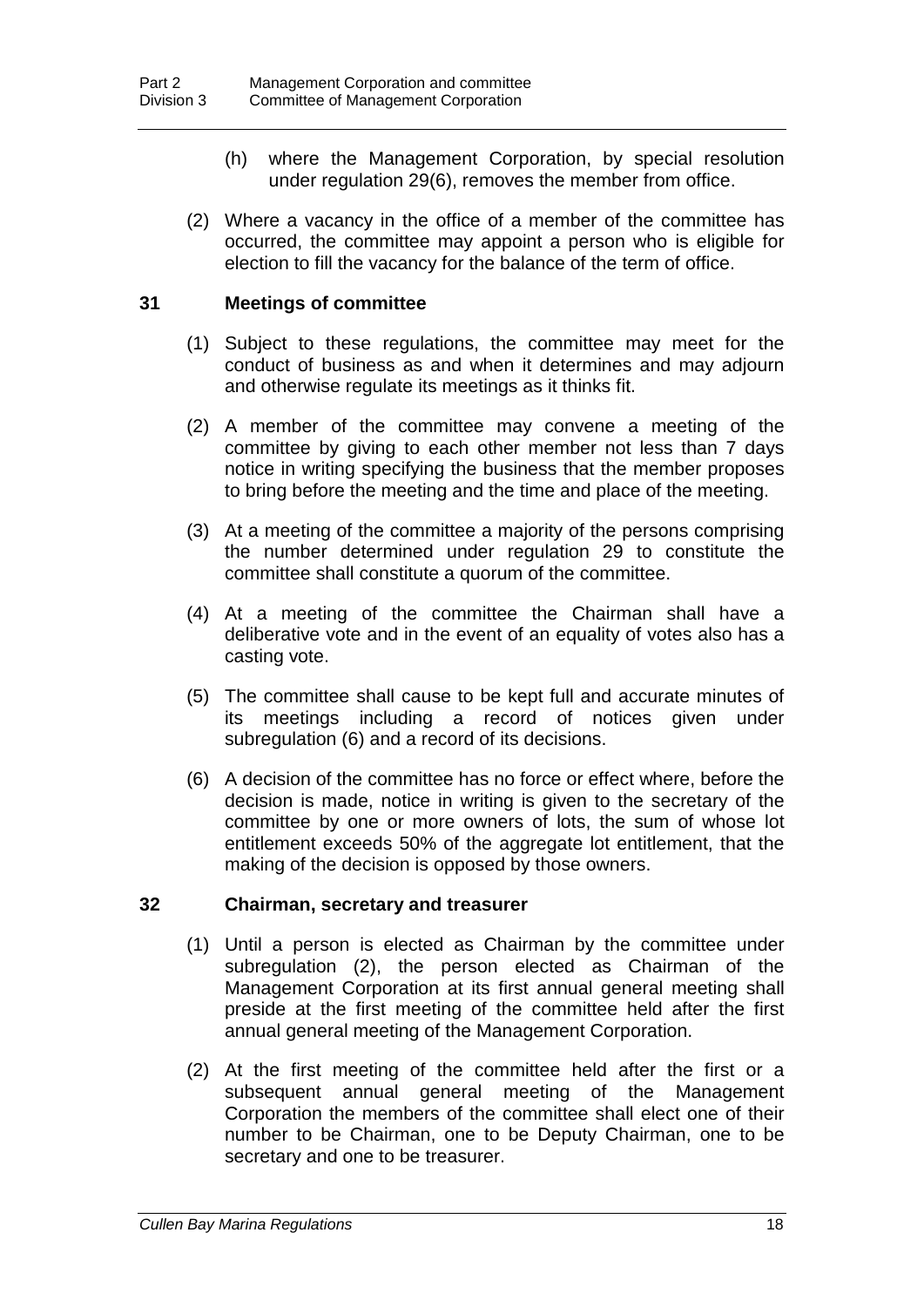(h) where the Management Corporation, by special resolution under regulation 29(6), removes the member from office.

(2) Where a vacancy in the office of a member of the committee has occurred, the committee may appoint a person who is eligible for election to fill the vacancy for the balance of the term of office.

## 31 Meetings of committee

(1) Subject to these regulations, the committee may meet for the conduct of business as and when it determines and may adjourn and otherwise regulate its meetings as it thinks fit.

(2) A member of the committee may convene a meeting of the committee by giving to each other member not less than 7 days notice in writing specifying the business that the member proposes to bring before the meeting and the time and place of the meeting.

(3) At a meeting of the committee a majority of the persons comprising the number determined under regulation 29 to constitute the committee shall constitute a quorum of the committee.

(4) At a meeting of the committee the Chairman shall have a deliberative vote and in the event of an equality of votes also has a casting vote.

(5) The committee shall cause to be kept full and accurate minutes of its meetings including a record of notices given under subregulation (6) and a record of its decisions.

(6) A decision of the committee has no force or effect where, before the decision is made, notice in writing is given to the secretary of the committee by one or more owners of lots, the sum of whose lot entitlement exceeds 50% of the aggregate lot entitlement, that the making of the decision is opposed by those owners.

## 32 Chairman, secretary and treasurer

(1) Until a person is elected as Chairman by the committee under subregulation (2), the person elected as Chairman of the Management Corporation at its first annual general meeting shall preside at the first meeting of the committee held after the first annual general meeting of the Management Corporation.

(2) At the first meeting of the committee held after the first or a subsequent annual general meeting of the Management Corporation the members of the committee shall elect one of their number to be Chairman, one to be Deputy Chairman, one to be secretary and one to be treasurer.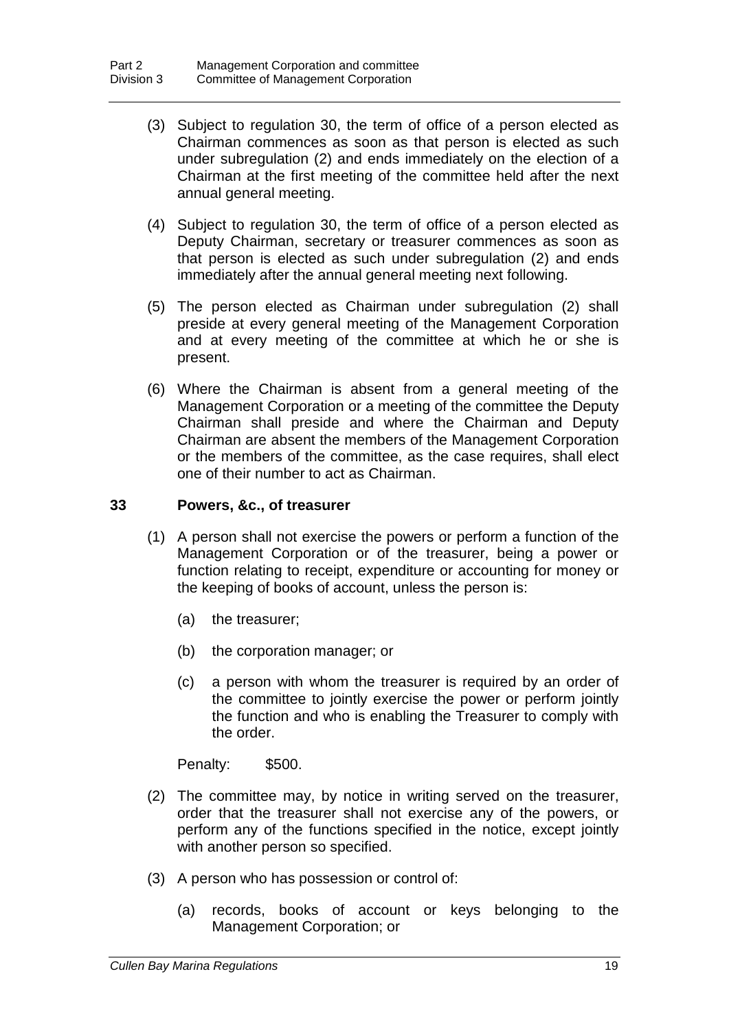(3) Subject to regulation 30, the term of office of a person elected as Chairman commences as soon as that person is elected as such under subregulation (2) and ends immediately on the election of a Chairman at the first meeting of the committee held after the next annual general meeting.

(4) Subject to regulation 30, the term of office of a person elected as Deputy Chairman, secretary or treasurer commences as soon as that person is elected as such under subregulation (2) and ends immediately after the annual general meeting next following.

(5) The person elected as Chairman under subregulation (2) shall preside at every general meeting of the Management Corporation and at every meeting of the committee at which he or she is present.

(6) Where the Chairman is absent from a general meeting of the Management Corporation or a meeting of the committee the Deputy Chairman shall preside and where the Chairman and Deputy Chairman are absent the members of the Management Corporation or the members of the committee, as the case requires, shall elect one of their number to act as Chairman.

### 33 Powers, &c., of treasurer

(1) A person shall not exercise the powers or perform a function of the Management Corporation or of the treasurer, being a power or function relating to receipt, expenditure or accounting for money or the keeping of books of account, unless the person is:

(a) the treasurer;

(b) the corporation manager; or

(c) a person with whom the treasurer is required by an order of the committee to jointly exercise the power or perform jointly the function and who is enabling the Treasurer to comply with the order.

Penalty: $500.

(2) The committee may, by notice in writing served on the treasurer, order that the treasurer shall not exercise any of the powers, or perform any of the functions specified in the notice, except jointly with another person so specified.

(3) A person who has possession or control of:

(a) records, books of account or keys belonging to the Management Corporation; or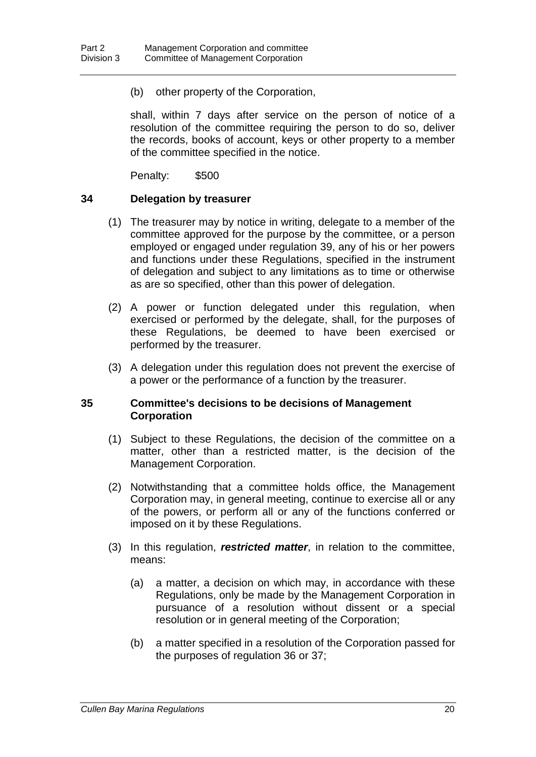(b) other property of the Corporation,

shall, within 7 days after service on the person of notice of a resolution of the committee requiring the person to do so, deliver the records, books of account, keys or other property to a member of the committee specified in the notice.

Penalty: $500

### 34 Delegation by treasurer

(1) The treasurer may by notice in writing, delegate to a member of the committee approved for the purpose by the committee, or a person employed or engaged under regulation 39, any of his or her powers and functions under these Regulations, specified in the instrument of delegation and subject to any limitations as to time or otherwise as are so specified, other than this power of delegation.

(2) A power or function delegated under this regulation, when exercised or performed by the delegate, shall, for the purposes of these Regulations, be deemed to have been exercised or performed by the treasurer.

(3) A delegation under this regulation does not prevent the exercise of a power or the performance of a function by the treasurer.

### 35 Committee's decisions to be decisions of Management Corporation

(1) Subject to these Regulations, the decision of the committee on a matter, other than a restricted matter, is the decision of the Management Corporation.

(2) Notwithstanding that a committee holds office, the Management Corporation may, in general meeting, continue to exercise all or any of the powers, or perform all or any of the functions conferred or imposed on it by these Regulations.

(3) In this regulation, ***restricted matter***, in relation to the committee, means:

(a) a matter, a decision on which may, in accordance with these Regulations, only be made by the Management Corporation in pursuance of a resolution without dissent or a special resolution or in general meeting of the Corporation;

(b) a matter specified in a resolution of the Corporation passed for the purposes of regulation 36 or 37;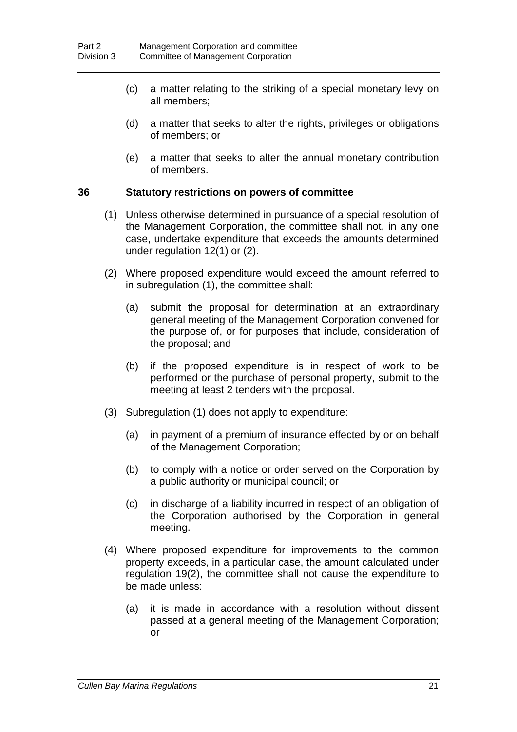(c) a matter relating to the striking of a special monetary levy on all members;

(d) a matter that seeks to alter the rights, privileges or obligations of members; or

(e) a matter that seeks to alter the annual monetary contribution of members.

### 36 Statutory restrictions on powers of committee

(1) Unless otherwise determined in pursuance of a special resolution of the Management Corporation, the committee shall not, in any one case, undertake expenditure that exceeds the amounts determined under regulation 12(1) or (2).

(2) Where proposed expenditure would exceed the amount referred to in subregulation (1), the committee shall:

(a) submit the proposal for determination at an extraordinary general meeting of the Management Corporation convened for the purpose of, or for purposes that include, consideration of the proposal; and

(b) if the proposed expenditure is in respect of work to be performed or the purchase of personal property, submit to the meeting at least 2 tenders with the proposal.

(3) Subregulation (1) does not apply to expenditure:

(a) in payment of a premium of insurance effected by or on behalf of the Management Corporation;

(b) to comply with a notice or order served on the Corporation by a public authority or municipal council; or

(c) in discharge of a liability incurred in respect of an obligation of the Corporation authorised by the Corporation in general meeting.

(4) Where proposed expenditure for improvements to the common property exceeds, in a particular case, the amount calculated under regulation 19(2), the committee shall not cause the expenditure to be made unless:

(a) it is made in accordance with a resolution without dissent passed at a general meeting of the Management Corporation; or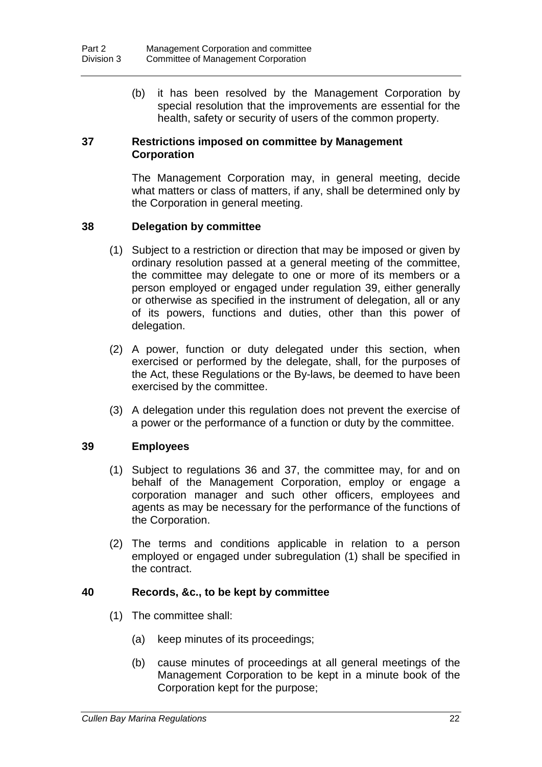(b) it has been resolved by the Management Corporation by special resolution that the improvements are essential for the health, safety or security of users of the common property.

### 37 Restrictions imposed on committee by Management Corporation

The Management Corporation may, in general meeting, decide what matters or class of matters, if any, shall be determined only by the Corporation in general meeting.

### 38 Delegation by committee

(1) Subject to a restriction or direction that may be imposed or given by ordinary resolution passed at a general meeting of the committee, the committee may delegate to one or more of its members or a person employed or engaged under regulation 39, either generally or otherwise as specified in the instrument of delegation, all or any of its powers, functions and duties, other than this power of delegation.

(2) A power, function or duty delegated under this section, when exercised or performed by the delegate, shall, for the purposes of the Act, these Regulations or the By-laws, be deemed to have been exercised by the committee.

(3) A delegation under this regulation does not prevent the exercise of a power or the performance of a function or duty by the committee.

### 39 Employees

(1) Subject to regulations 36 and 37, the committee may, for and on behalf of the Management Corporation, employ or engage a corporation manager and such other officers, employees and agents as may be necessary for the performance of the functions of the Corporation.

(2) The terms and conditions applicable in relation to a person employed or engaged under subregulation (1) shall be specified in the contract.

### 40 Records, &c., to be kept by committee

(1) The committee shall:

(a) keep minutes of its proceedings;

(b) cause minutes of proceedings at all general meetings of the Management Corporation to be kept in a minute book of the Corporation kept for the purpose;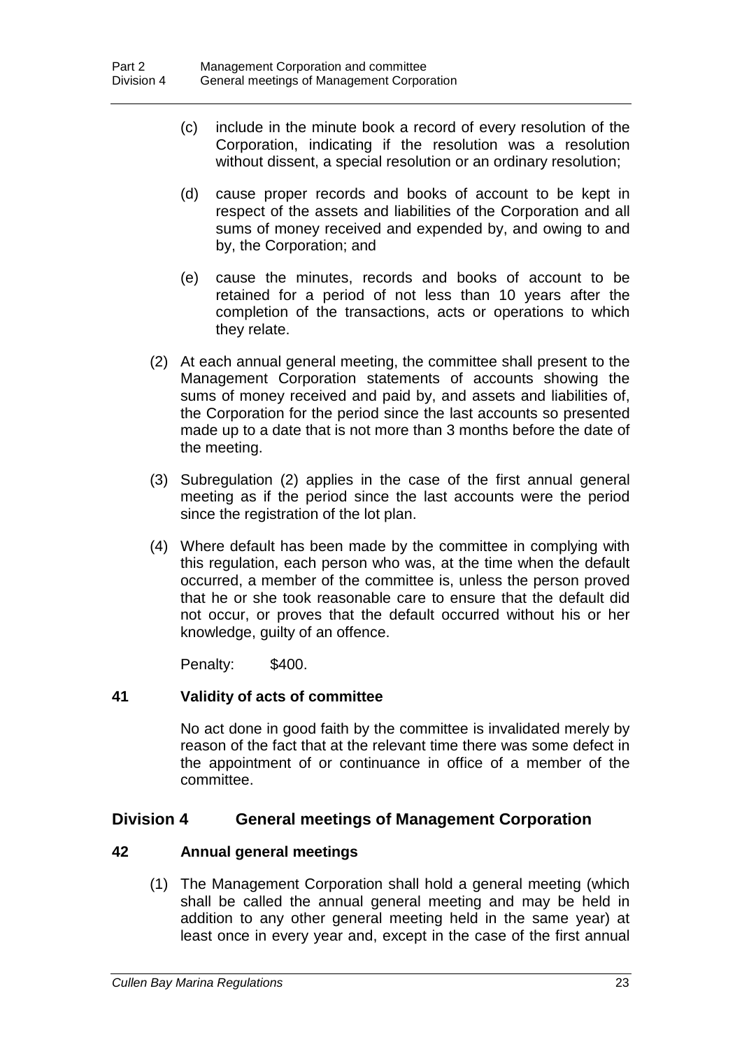(c) include in the minute book a record of every resolution of the Corporation, indicating if the resolution was a resolution without dissent, a special resolution or an ordinary resolution;

(d) cause proper records and books of account to be kept in respect of the assets and liabilities of the Corporation and all sums of money received and expended by, and owing to and by, the Corporation; and

(e) cause the minutes, records and books of account to be retained for a period of not less than 10 years after the completion of the transactions, acts or operations to which they relate.

(2) At each annual general meeting, the committee shall present to the Management Corporation statements of accounts showing the sums of money received and paid by, and assets and liabilities of, the Corporation for the period since the last accounts so presented made up to a date that is not more than 3 months before the date of the meeting.

(3) Subregulation (2) applies in the case of the first annual general meeting as if the period since the last accounts were the period since the registration of the lot plan.

(4) Where default has been made by the committee in complying with this regulation, each person who was, at the time when the default occurred, a member of the committee is, unless the person proved that he or she took reasonable care to ensure that the default did not occur, or proves that the default occurred without his or her knowledge, guilty of an offence.

Penalty: $400.

### 41 Validity of acts of committee

No act done in good faith by the committee is invalidated merely by reason of the fact that at the relevant time there was some defect in the appointment of or continuance in office of a member of the committee.

## Division 4 General meetings of Management Corporation

### 42 Annual general meetings

(1) The Management Corporation shall hold a general meeting (which shall be called the annual general meeting and may be held in addition to any other general meeting held in the same year) at least once in every year and, except in the case of the first annual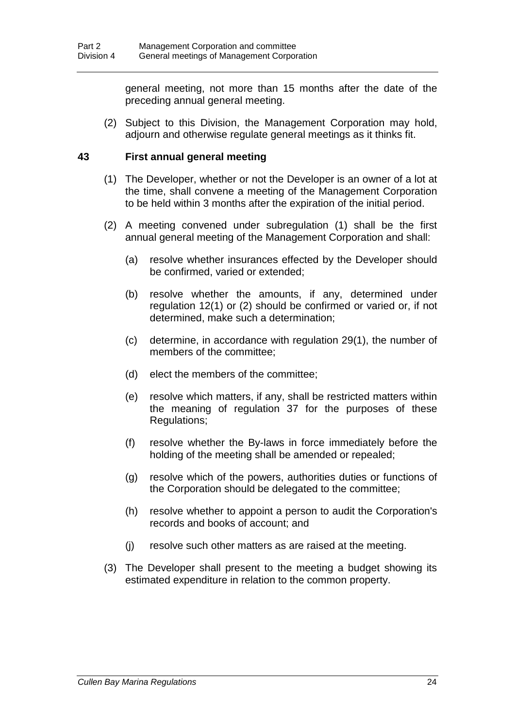general meeting, not more than 15 months after the date of the preceding annual general meeting.

(2) Subject to this Division, the Management Corporation may hold, adjourn and otherwise regulate general meetings as it thinks fit.

### 43 First annual general meeting

(1) The Developer, whether or not the Developer is an owner of a lot at the time, shall convene a meeting of the Management Corporation to be held within 3 months after the expiration of the initial period.

(2) A meeting convened under subregulation (1) shall be the first annual general meeting of the Management Corporation and shall:

(a) resolve whether insurances effected by the Developer should be confirmed, varied or extended;

(b) resolve whether the amounts, if any, determined under regulation 12(1) or (2) should be confirmed or varied or, if not determined, make such a determination;

(c) determine, in accordance with regulation 29(1), the number of members of the committee;

(d) elect the members of the committee;

(e) resolve which matters, if any, shall be restricted matters within the meaning of regulation 37 for the purposes of these Regulations;

(f) resolve whether the By-laws in force immediately before the holding of the meeting shall be amended or repealed;

(g) resolve which of the powers, authorities duties or functions of the Corporation should be delegated to the committee;

(h) resolve whether to appoint a person to audit the Corporation's records and books of account; and

(j) resolve such other matters as are raised at the meeting.

(3) The Developer shall present to the meeting a budget showing its estimated expenditure in relation to the common property.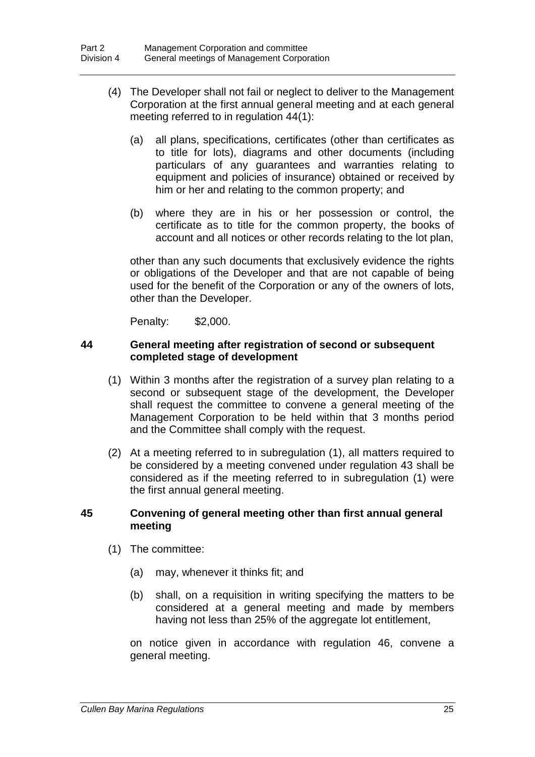(4) The Developer shall not fail or neglect to deliver to the Management Corporation at the first annual general meeting and at each general meeting referred to in regulation 44(1):

(a) all plans, specifications, certificates (other than certificates as to title for lots), diagrams and other documents (including particulars of any guarantees and warranties relating to equipment and policies of insurance) obtained or received by him or her and relating to the common property; and

(b) where they are in his or her possession or control, the certificate as to title for the common property, the books of account and all notices or other records relating to the lot plan,

other than any such documents that exclusively evidence the rights or obligations of the Developer and that are not capable of being used for the benefit of the Corporation or any of the owners of lots, other than the Developer.

Penalty: $2,000.

### 44 General meeting after registration of second or subsequent completed stage of development

(1) Within 3 months after the registration of a survey plan relating to a second or subsequent stage of the development, the Developer shall request the committee to convene a general meeting of the Management Corporation to be held within that 3 months period and the Committee shall comply with the request.

(2) At a meeting referred to in subregulation (1), all matters required to be considered by a meeting convened under regulation 43 shall be considered as if the meeting referred to in subregulation (1) were the first annual general meeting.

### 45 Convening of general meeting other than first annual general meeting

(1) The committee:

(a) may, whenever it thinks fit; and

(b) shall, on a requisition in writing specifying the matters to be considered at a general meeting and made by members having not less than 25% of the aggregate lot entitlement,

on notice given in accordance with regulation 46, convene a general meeting.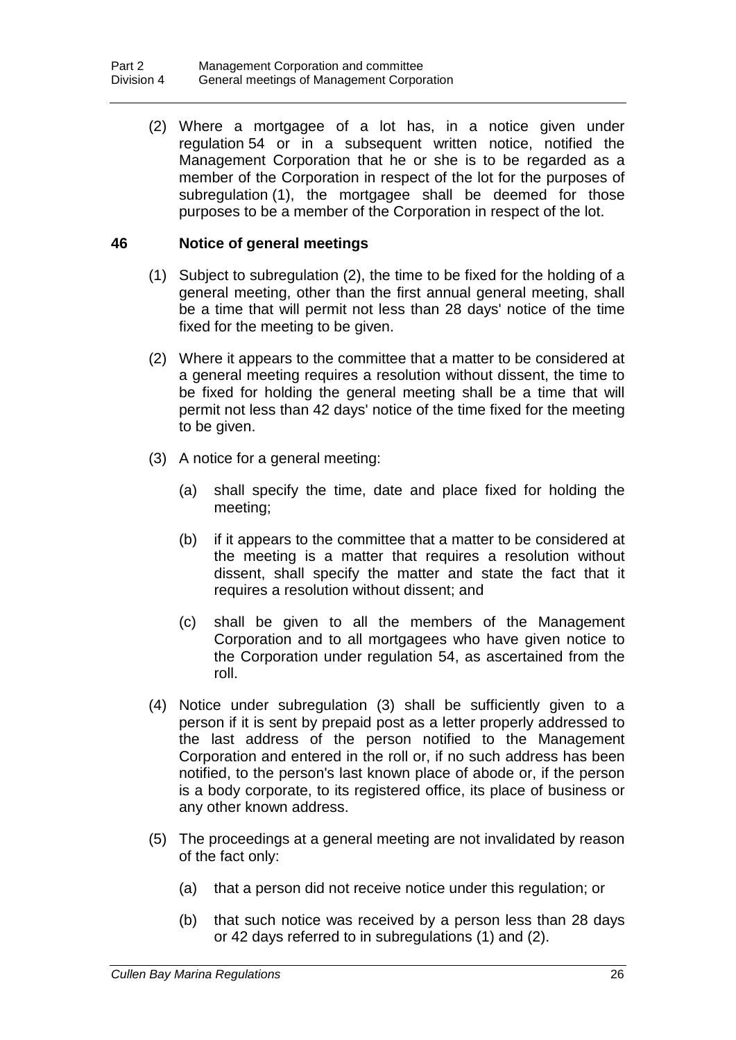(2) Where a mortgagee of a lot has, in a notice given under regulation 54 or in a subsequent written notice, notified the Management Corporation that he or she is to be regarded as a member of the Corporation in respect of the lot for the purposes of subregulation (1), the mortgagee shall be deemed for those purposes to be a member of the Corporation in respect of the lot.

### 46 Notice of general meetings

(1) Subject to subregulation (2), the time to be fixed for the holding of a general meeting, other than the first annual general meeting, shall be a time that will permit not less than 28 days' notice of the time fixed for the meeting to be given.

(2) Where it appears to the committee that a matter to be considered at a general meeting requires a resolution without dissent, the time to be fixed for holding the general meeting shall be a time that will permit not less than 42 days' notice of the time fixed for the meeting to be given.

(3) A notice for a general meeting:

(a) shall specify the time, date and place fixed for holding the meeting;

(b) if it appears to the committee that a matter to be considered at the meeting is a matter that requires a resolution without dissent, shall specify the matter and state the fact that it requires a resolution without dissent; and

(c) shall be given to all the members of the Management Corporation and to all mortgagees who have given notice to the Corporation under regulation 54, as ascertained from the roll.

(4) Notice under subregulation (3) shall be sufficiently given to a person if it is sent by prepaid post as a letter properly addressed to the last address of the person notified to the Management Corporation and entered in the roll or, if no such address has been notified, to the person's last known place of abode or, if the person is a body corporate, to its registered office, its place of business or any other known address.

(5) The proceedings at a general meeting are not invalidated by reason of the fact only:

(a) that a person did not receive notice under this regulation; or

(b) that such notice was received by a person less than 28 days or 42 days referred to in subregulations (1) and (2).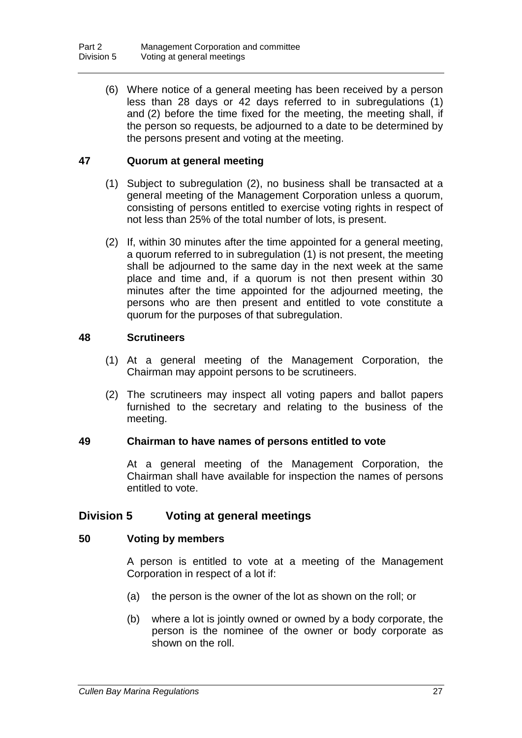(6) Where notice of a general meeting has been received by a person less than 28 days or 42 days referred to in subregulations (1) and (2) before the time fixed for the meeting, the meeting shall, if the person so requests, be adjourned to a date to be determined by the persons present and voting at the meeting.

### 47 Quorum at general meeting

(1) Subject to subregulation (2), no business shall be transacted at a general meeting of the Management Corporation unless a quorum, consisting of persons entitled to exercise voting rights in respect of not less than 25% of the total number of lots, is present.

(2) If, within 30 minutes after the time appointed for a general meeting, a quorum referred to in subregulation (1) is not present, the meeting shall be adjourned to the same day in the next week at the same place and time and, if a quorum is not then present within 30 minutes after the time appointed for the adjourned meeting, the persons who are then present and entitled to vote constitute a quorum for the purposes of that subregulation.

### 48 Scrutineers

(1) At a general meeting of the Management Corporation, the Chairman may appoint persons to be scrutineers.

(2) The scrutineers may inspect all voting papers and ballot papers furnished to the secretary and relating to the business of the meeting.

### 49 Chairman to have names of persons entitled to vote

At a general meeting of the Management Corporation, the Chairman shall have available for inspection the names of persons entitled to vote.

## Division 5 Voting at general meetings

### 50 Voting by members

A person is entitled to vote at a meeting of the Management Corporation in respect of a lot if:

(a) the person is the owner of the lot as shown on the roll; or

(b) where a lot is jointly owned or owned by a body corporate, the person is the nominee of the owner or body corporate as shown on the roll.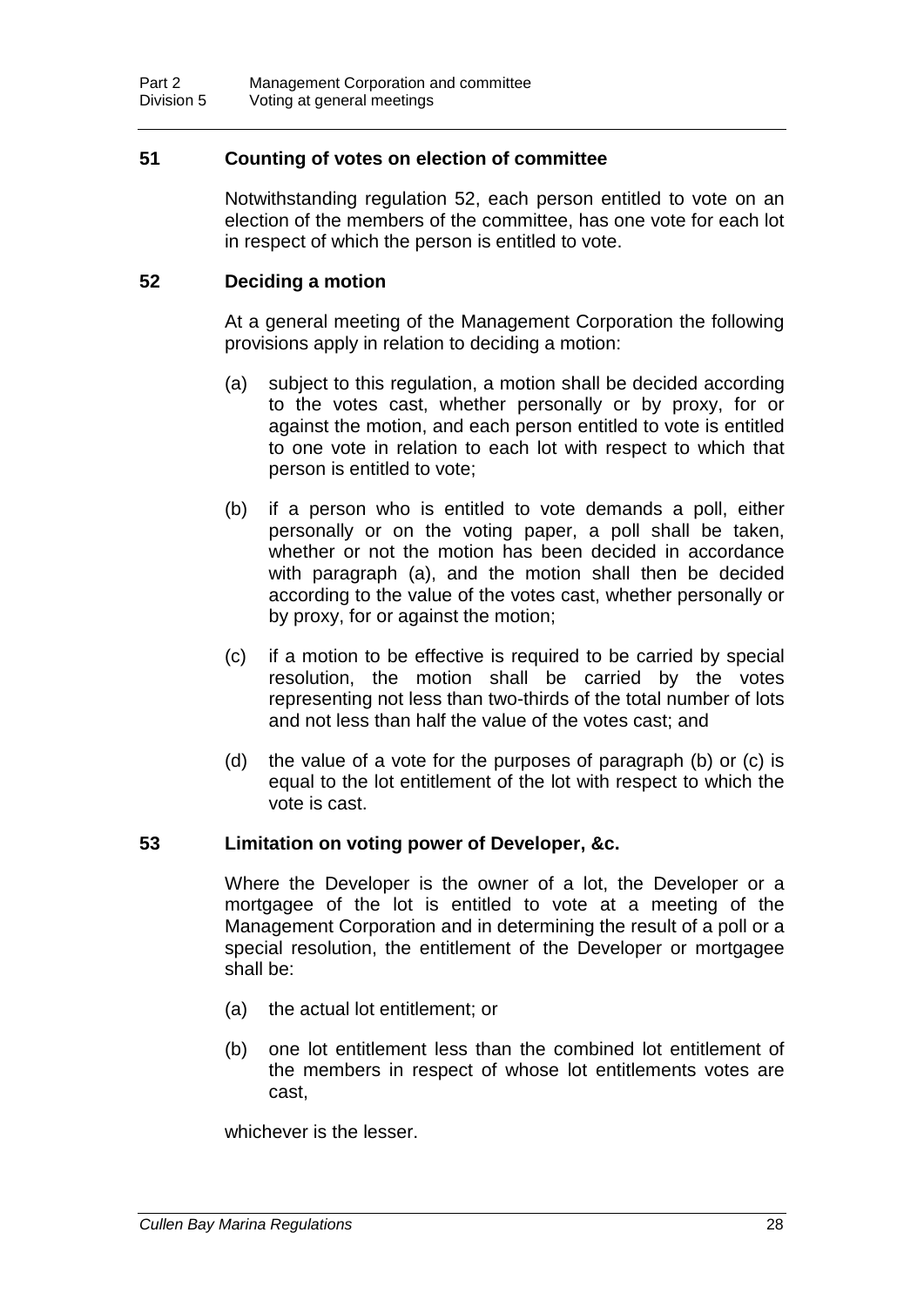## 51 Counting of votes on election of committee

Notwithstanding regulation 52, each person entitled to vote on an election of the members of the committee, has one vote for each lot in respect of which the person is entitled to vote.

## 52 Deciding a motion

At a general meeting of the Management Corporation the following provisions apply in relation to deciding a motion:

(a) subject to this regulation, a motion shall be decided according to the votes cast, whether personally or by proxy, for or against the motion, and each person entitled to vote is entitled to one vote in relation to each lot with respect to which that person is entitled to vote;

(b) if a person who is entitled to vote demands a poll, either personally or on the voting paper, a poll shall be taken, whether or not the motion has been decided in accordance with paragraph (a), and the motion shall then be decided according to the value of the votes cast, whether personally or by proxy, for or against the motion;

(c) if a motion to be effective is required to be carried by special resolution, the motion shall be carried by the votes representing not less than two-thirds of the total number of lots and not less than half the value of the votes cast; and

(d) the value of a vote for the purposes of paragraph (b) or (c) is equal to the lot entitlement of the lot with respect to which the vote is cast.

## 53 Limitation on voting power of Developer, &c.

Where the Developer is the owner of a lot, the Developer or a mortgagee of the lot is entitled to vote at a meeting of the Management Corporation and in determining the result of a poll or a special resolution, the entitlement of the Developer or mortgagee shall be:

(a) the actual lot entitlement; or

(b) one lot entitlement less than the combined lot entitlement of the members in respect of whose lot entitlements votes are cast,

whichever is the lesser.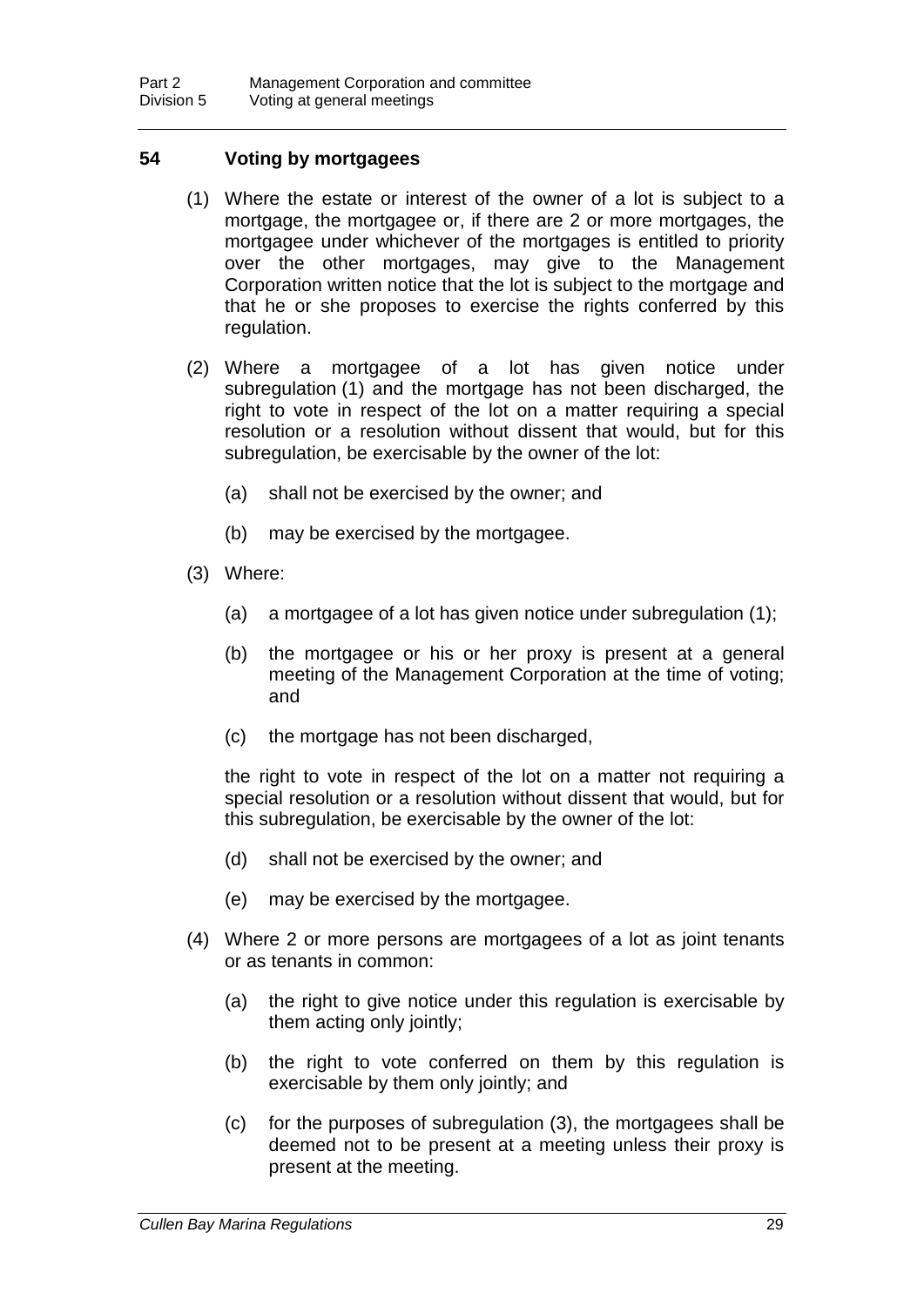## 54 Voting by mortgagees

(1) Where the estate or interest of the owner of a lot is subject to a mortgage, the mortgagee or, if there are 2 or more mortgages, the mortgagee under whichever of the mortgages is entitled to priority over the other mortgages, may give to the Management Corporation written notice that the lot is subject to the mortgage and that he or she proposes to exercise the rights conferred by this regulation.

(2) Where a mortgagee of a lot has given notice under subregulation (1) and the mortgage has not been discharged, the right to vote in respect of the lot on a matter requiring a special resolution or a resolution without dissent that would, but for this subregulation, be exercisable by the owner of the lot:

- (a) shall not be exercised by the owner; and
- (b) may be exercised by the mortgagee.

(3) Where:

- (a) a mortgagee of a lot has given notice under subregulation (1);
- (b) the mortgagee or his or her proxy is present at a general meeting of the Management Corporation at the time of voting; and
- (c) the mortgage has not been discharged,

the right to vote in respect of the lot on a matter not requiring a special resolution or a resolution without dissent that would, but for this subregulation, be exercisable by the owner of the lot:

- (d) shall not be exercised by the owner; and
- (e) may be exercised by the mortgagee.

(4) Where 2 or more persons are mortgagees of a lot as joint tenants or as tenants in common:

- (a) the right to give notice under this regulation is exercisable by them acting only jointly;
- (b) the right to vote conferred on them by this regulation is exercisable by them only jointly; and
- (c) for the purposes of subregulation (3), the mortgagees shall be deemed not to be present at a meeting unless their proxy is present at the meeting.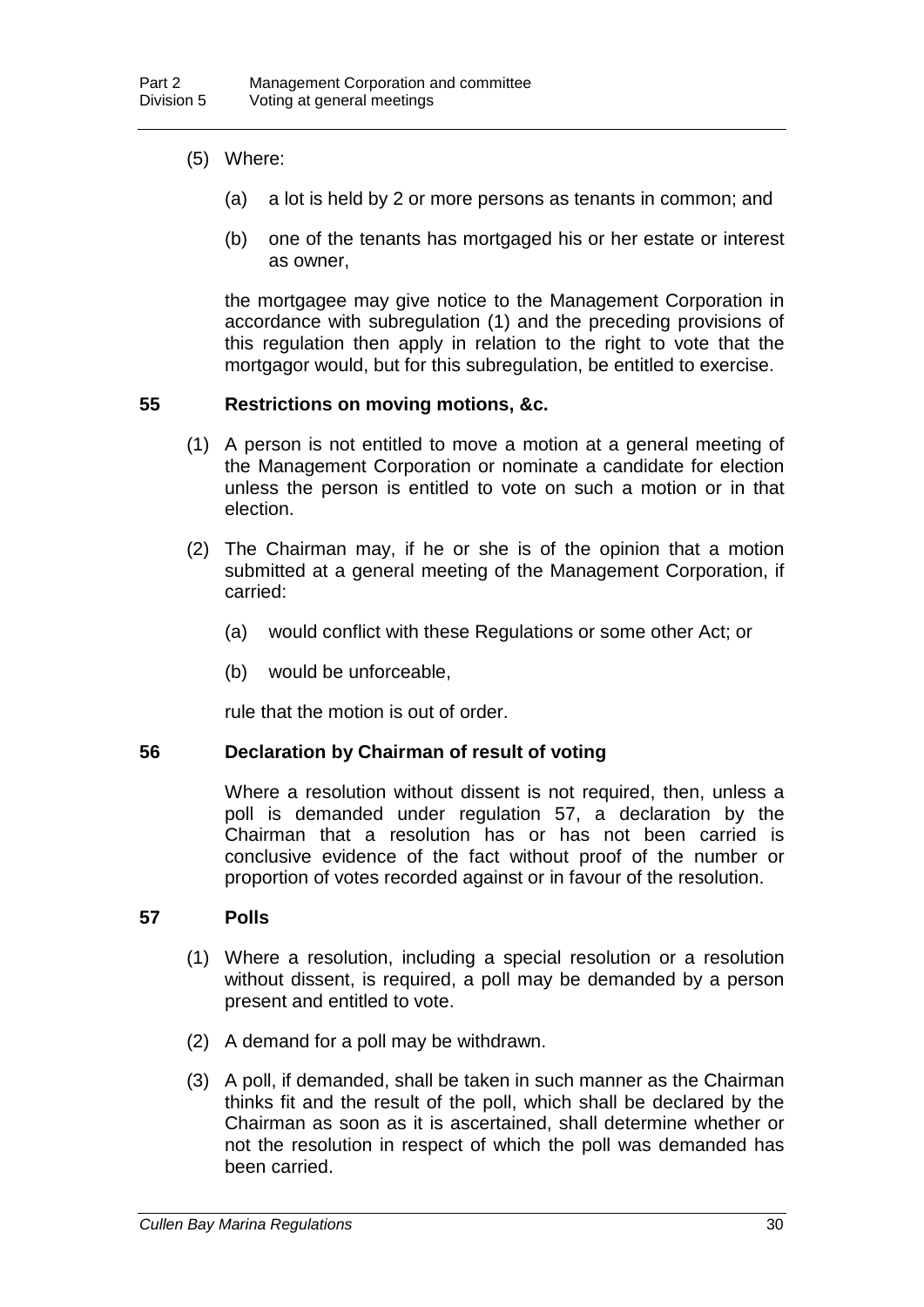(5) Where:

(a) a lot is held by 2 or more persons as tenants in common; and

(b) one of the tenants has mortgaged his or her estate or interest as owner,

the mortgagee may give notice to the Management Corporation in accordance with subregulation (1) and the preceding provisions of this regulation then apply in relation to the right to vote that the mortgagor would, but for this subregulation, be entitled to exercise.

### 55 Restrictions on moving motions, &c.

(1) A person is not entitled to move a motion at a general meeting of the Management Corporation or nominate a candidate for election unless the person is entitled to vote on such a motion or in that election.

(2) The Chairman may, if he or she is of the opinion that a motion submitted at a general meeting of the Management Corporation, if carried:

(a) would conflict with these Regulations or some other Act; or

(b) would be unforceable,

rule that the motion is out of order.

### 56 Declaration by Chairman of result of voting

Where a resolution without dissent is not required, then, unless a poll is demanded under regulation 57, a declaration by the Chairman that a resolution has or has not been carried is conclusive evidence of the fact without proof of the number or proportion of votes recorded against or in favour of the resolution.

### 57 Polls

(1) Where a resolution, including a special resolution or a resolution without dissent, is required, a poll may be demanded by a person present and entitled to vote.

(2) A demand for a poll may be withdrawn.

(3) A poll, if demanded, shall be taken in such manner as the Chairman thinks fit and the result of the poll, which shall be declared by the Chairman as soon as it is ascertained, shall determine whether or not the resolution in respect of which the poll was demanded has been carried.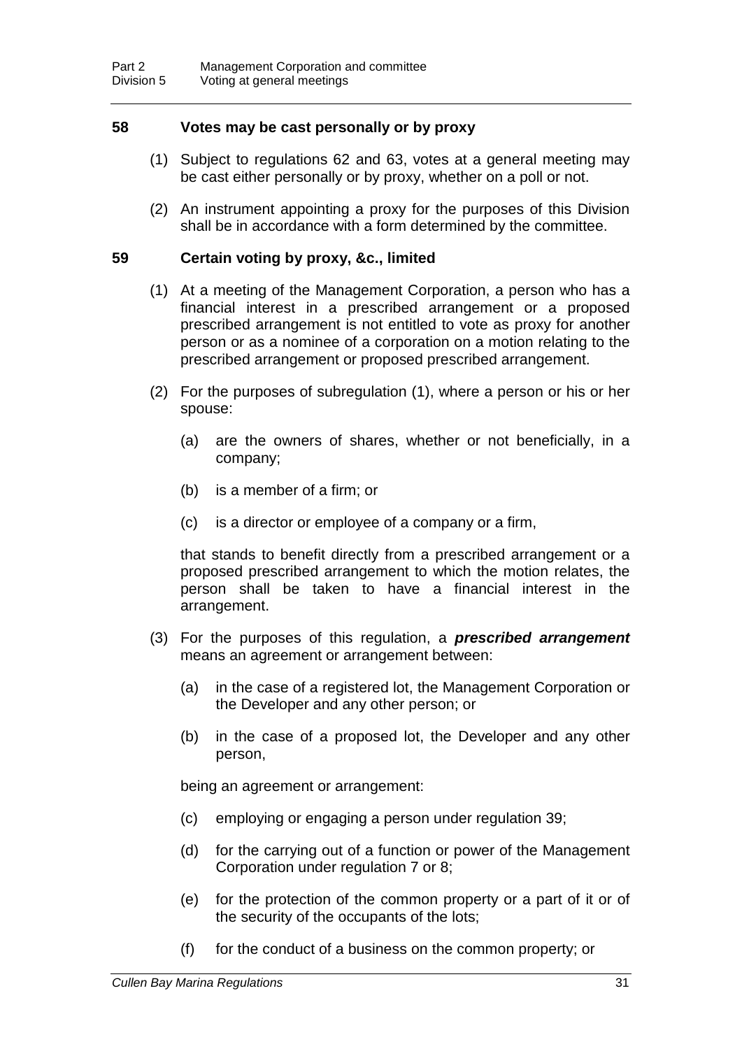### 58 Votes may be cast personally or by proxy

(1) Subject to regulations 62 and 63, votes at a general meeting may be cast either personally or by proxy, whether on a poll or not.

(2) An instrument appointing a proxy for the purposes of this Division shall be in accordance with a form determined by the committee.

### 59 Certain voting by proxy, &c., limited

(1) At a meeting of the Management Corporation, a person who has a financial interest in a prescribed arrangement or a proposed prescribed arrangement is not entitled to vote as proxy for another person or as a nominee of a corporation on a motion relating to the prescribed arrangement or proposed prescribed arrangement.

(2) For the purposes of subregulation (1), where a person or his or her spouse:

(a) are the owners of shares, whether or not beneficially, in a company;

(b) is a member of a firm; or

(c) is a director or employee of a company or a firm,

that stands to benefit directly from a prescribed arrangement or a proposed prescribed arrangement to which the motion relates, the person shall be taken to have a financial interest in the arrangement.

(3) For the purposes of this regulation, a ***prescribed arrangement*** means an agreement or arrangement between:

(a) in the case of a registered lot, the Management Corporation or the Developer and any other person; or

(b) in the case of a proposed lot, the Developer and any other person,

being an agreement or arrangement:

(c) employing or engaging a person under regulation 39;

(d) for the carrying out of a function or power of the Management Corporation under regulation 7 or 8;

(e) for the protection of the common property or a part of it or of the security of the occupants of the lots;

(f) for the conduct of a business on the common property; or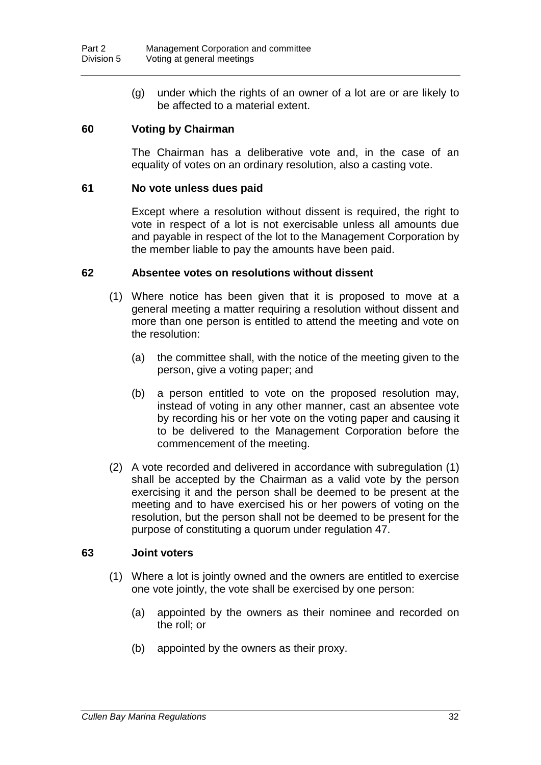(g) under which the rights of an owner of a lot are or are likely to be affected to a material extent.

### 60 Voting by Chairman

The Chairman has a deliberative vote and, in the case of an equality of votes on an ordinary resolution, also a casting vote.

### 61 No vote unless dues paid

Except where a resolution without dissent is required, the right to vote in respect of a lot is not exercisable unless all amounts due and payable in respect of the lot to the Management Corporation by the member liable to pay the amounts have been paid.

### 62 Absentee votes on resolutions without dissent

(1) Where notice has been given that it is proposed to move at a general meeting a matter requiring a resolution without dissent and more than one person is entitled to attend the meeting and vote on the resolution:

(a) the committee shall, with the notice of the meeting given to the person, give a voting paper; and

(b) a person entitled to vote on the proposed resolution may, instead of voting in any other manner, cast an absentee vote by recording his or her vote on the voting paper and causing it to be delivered to the Management Corporation before the commencement of the meeting.

(2) A vote recorded and delivered in accordance with subregulation (1) shall be accepted by the Chairman as a valid vote by the person exercising it and the person shall be deemed to be present at the meeting and to have exercised his or her powers of voting on the resolution, but the person shall not be deemed to be present for the purpose of constituting a quorum under regulation 47.

### 63 Joint voters

(1) Where a lot is jointly owned and the owners are entitled to exercise one vote jointly, the vote shall be exercised by one person:

(a) appointed by the owners as their nominee and recorded on the roll; or

(b) appointed by the owners as their proxy.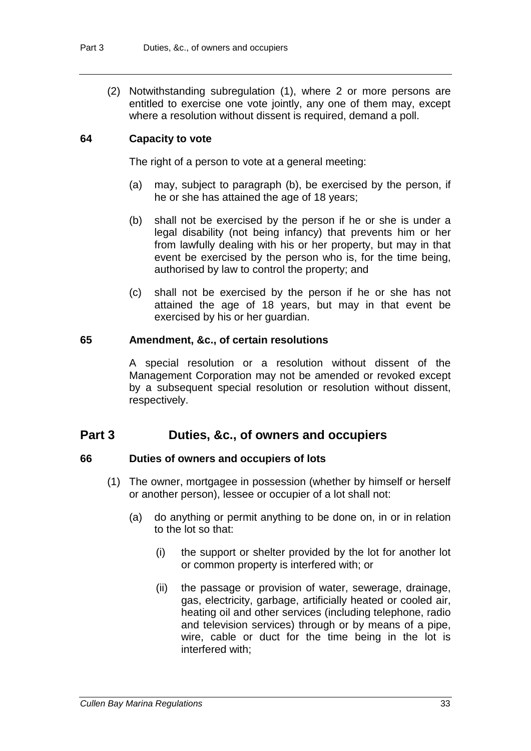(2) Notwithstanding subregulation (1), where 2 or more persons are entitled to exercise one vote jointly, any one of them may, except where a resolution without dissent is required, demand a poll.

### 64 Capacity to vote

The right of a person to vote at a general meeting:

(a) may, subject to paragraph (b), be exercised by the person, if he or she has attained the age of 18 years;

(b) shall not be exercised by the person if he or she is under a legal disability (not being infancy) that prevents him or her from lawfully dealing with his or her property, but may in that event be exercised by the person who is, for the time being, authorised by law to control the property; and

(c) shall not be exercised by the person if he or she has not attained the age of 18 years, but may in that event be exercised by his or her guardian.

### 65 Amendment, &c., of certain resolutions

A special resolution or a resolution without dissent of the Management Corporation may not be amended or revoked except by a subsequent special resolution or resolution without dissent, respectively.

## Part 3 Duties, &c., of owners and occupiers

### 66 Duties of owners and occupiers of lots

(1) The owner, mortgagee in possession (whether by himself or herself or another person), lessee or occupier of a lot shall not:

(a) do anything or permit anything to be done on, in or in relation to the lot so that:

(i) the support or shelter provided by the lot for another lot or common property is interfered with; or

(ii) the passage or provision of water, sewerage, drainage, gas, electricity, garbage, artificially heated or cooled air, heating oil and other services (including telephone, radio and television services) through or by means of a pipe, wire, cable or duct for the time being in the lot is interfered with;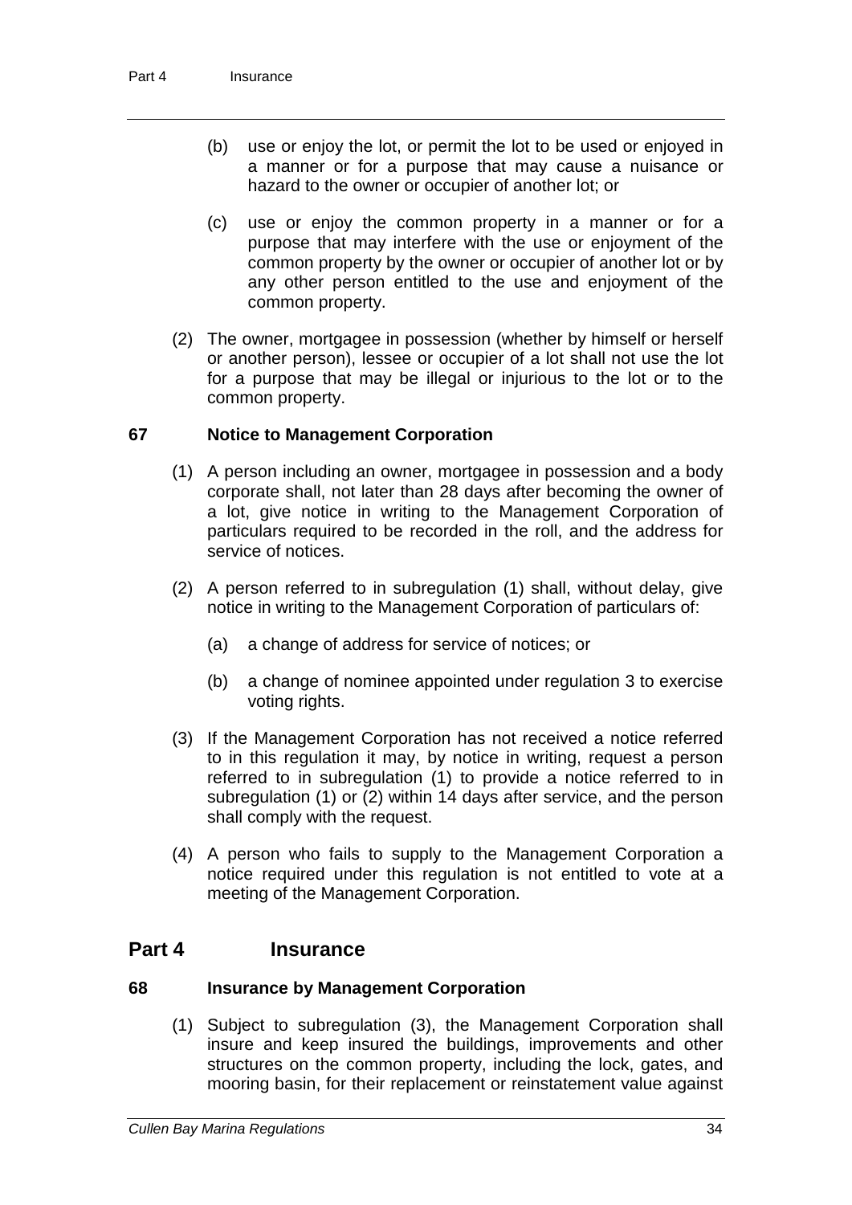(b) use or enjoy the lot, or permit the lot to be used or enjoyed in a manner or for a purpose that may cause a nuisance or hazard to the owner or occupier of another lot; or

(c) use or enjoy the common property in a manner or for a purpose that may interfere with the use or enjoyment of the common property by the owner or occupier of another lot or by any other person entitled to the use and enjoyment of the common property.

(2) The owner, mortgagee in possession (whether by himself or herself or another person), lessee or occupier of a lot shall not use the lot for a purpose that may be illegal or injurious to the lot or to the common property.

### 67 Notice to Management Corporation

(1) A person including an owner, mortgagee in possession and a body corporate shall, not later than 28 days after becoming the owner of a lot, give notice in writing to the Management Corporation of particulars required to be recorded in the roll, and the address for service of notices.

(2) A person referred to in subregulation (1) shall, without delay, give notice in writing to the Management Corporation of particulars of:

(a) a change of address for service of notices; or

(b) a change of nominee appointed under regulation 3 to exercise voting rights.

(3) If the Management Corporation has not received a notice referred to in this regulation it may, by notice in writing, request a person referred to in subregulation (1) to provide a notice referred to in subregulation (1) or (2) within 14 days after service, and the person shall comply with the request.

(4) A person who fails to supply to the Management Corporation a notice required under this regulation is not entitled to vote at a meeting of the Management Corporation.

## Part 4 Insurance

### 68 Insurance by Management Corporation

(1) Subject to subregulation (3), the Management Corporation shall insure and keep insured the buildings, improvements and other structures on the common property, including the lock, gates, and mooring basin, for their replacement or reinstatement value against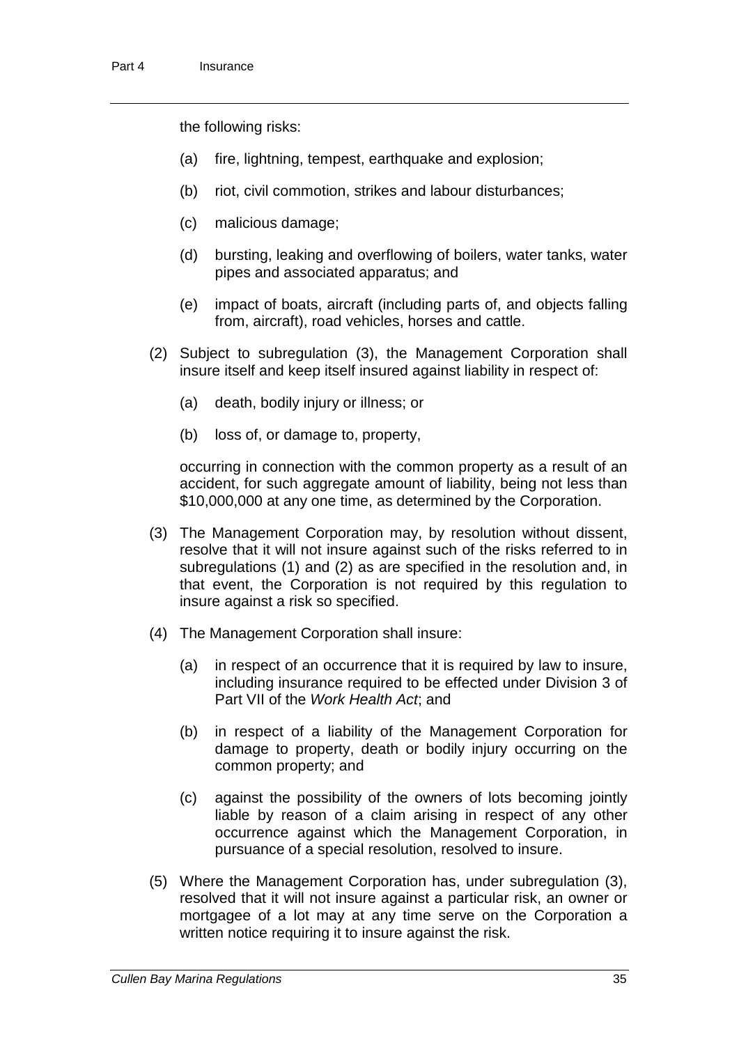the following risks:

(a) fire, lightning, tempest, earthquake and explosion;

(b) riot, civil commotion, strikes and labour disturbances;

(c) malicious damage;

(d) bursting, leaking and overflowing of boilers, water tanks, water pipes and associated apparatus; and

(e) impact of boats, aircraft (including parts of, and objects falling from, aircraft), road vehicles, horses and cattle.

(2) Subject to subregulation (3), the Management Corporation shall insure itself and keep itself insured against liability in respect of:

(a) death, bodily injury or illness; or

(b) loss of, or damage to, property,

occurring in connection with the common property as a result of an accident, for such aggregate amount of liability, being not less than $10,000,000 at any one time, as determined by the Corporation.

(3) The Management Corporation may, by resolution without dissent, resolve that it will not insure against such of the risks referred to in subregulations (1) and (2) as are specified in the resolution and, in that event, the Corporation is not required by this regulation to insure against a risk so specified.

(4) The Management Corporation shall insure:

(a) in respect of an occurrence that it is required by law to insure, including insurance required to be effected under Division 3 of Part VII of the *Work Health Act*; and

(b) in respect of a liability of the Management Corporation for damage to property, death or bodily injury occurring on the common property; and

(c) against the possibility of the owners of lots becoming jointly liable by reason of a claim arising in respect of any other occurrence against which the Management Corporation, in pursuance of a special resolution, resolved to insure.

(5) Where the Management Corporation has, under subregulation (3), resolved that it will not insure against a particular risk, an owner or mortgagee of a lot may at any time serve on the Corporation a written notice requiring it to insure against the risk.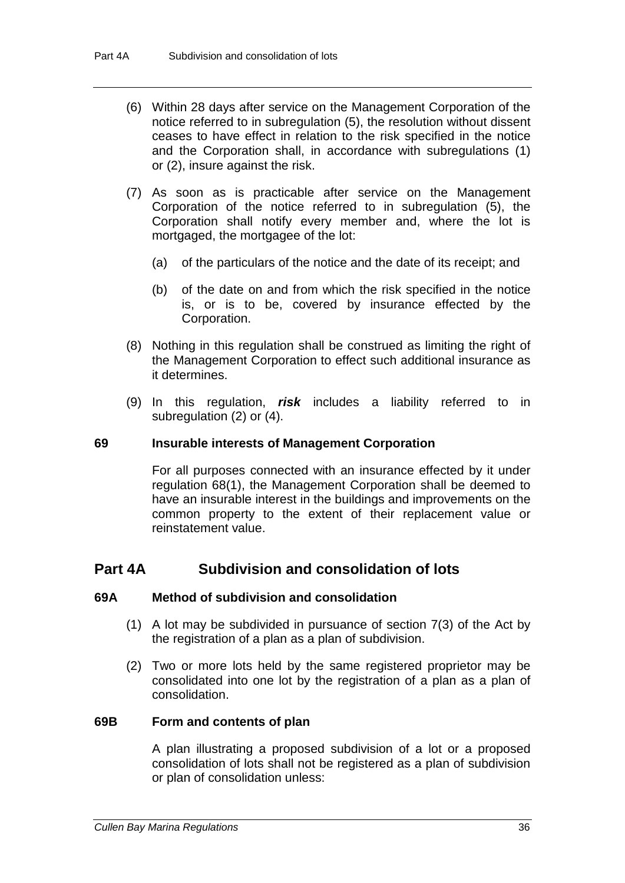(6) Within 28 days after service on the Management Corporation of the notice referred to in subregulation (5), the resolution without dissent ceases to have effect in relation to the risk specified in the notice and the Corporation shall, in accordance with subregulations (1) or (2), insure against the risk.

(7) As soon as is practicable after service on the Management Corporation of the notice referred to in subregulation (5), the Corporation shall notify every member and, where the lot is mortgaged, the mortgagee of the lot:

(a) of the particulars of the notice and the date of its receipt; and

(b) of the date on and from which the risk specified in the notice is, or is to be, covered by insurance effected by the Corporation.

(8) Nothing in this regulation shall be construed as limiting the right of the Management Corporation to effect such additional insurance as it determines.

(9) In this regulation, ***risk*** includes a liability referred to in subregulation (2) or (4).

### 69 Insurable interests of Management Corporation

For all purposes connected with an insurance effected by it under regulation 68(1), the Management Corporation shall be deemed to have an insurable interest in the buildings and improvements on the common property to the extent of their replacement value or reinstatement value.

## Part 4A Subdivision and consolidation of lots

### 69A Method of subdivision and consolidation

(1) A lot may be subdivided in pursuance of section 7(3) of the Act by the registration of a plan as a plan of subdivision.

(2) Two or more lots held by the same registered proprietor may be consolidated into one lot by the registration of a plan as a plan of consolidation.

### 69B Form and contents of plan

A plan illustrating a proposed subdivision of a lot or a proposed consolidation of lots shall not be registered as a plan of subdivision or plan of consolidation unless: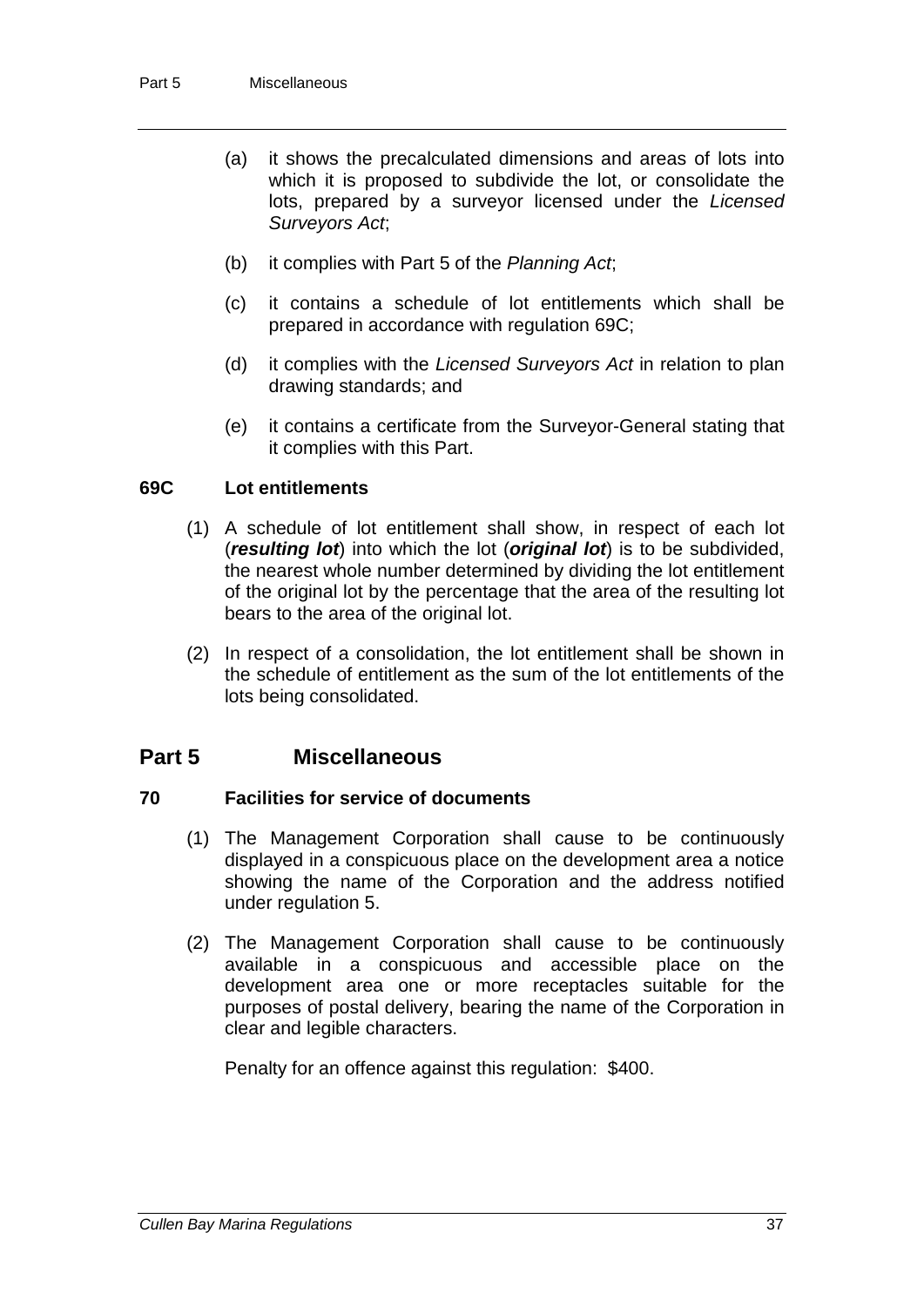(a) it shows the precalculated dimensions and areas of lots into which it is proposed to subdivide the lot, or consolidate the lots, prepared by a surveyor licensed under the *Licensed Surveyors Act*;

(b) it complies with Part 5 of the *Planning Act*;

(c) it contains a schedule of lot entitlements which shall be prepared in accordance with regulation 69C;

(d) it complies with the *Licensed Surveyors Act* in relation to plan drawing standards; and

(e) it contains a certificate from the Surveyor-General stating that it complies with this Part.

### 69C Lot entitlements

(1) A schedule of lot entitlement shall show, in respect of each lot (***resulting lot***) into which the lot (***original lot***) is to be subdivided, the nearest whole number determined by dividing the lot entitlement of the original lot by the percentage that the area of the resulting lot bears to the area of the original lot.

(2) In respect of a consolidation, the lot entitlement shall be shown in the schedule of entitlement as the sum of the lot entitlements of the lots being consolidated.

## Part 5 Miscellaneous

### 70 Facilities for service of documents

(1) The Management Corporation shall cause to be continuously displayed in a conspicuous place on the development area a notice showing the name of the Corporation and the address notified under regulation 5.

(2) The Management Corporation shall cause to be continuously available in a conspicuous and accessible place on the development area one or more receptacles suitable for the purposes of postal delivery, bearing the name of the Corporation in clear and legible characters.

Penalty for an offence against this regulation: $400.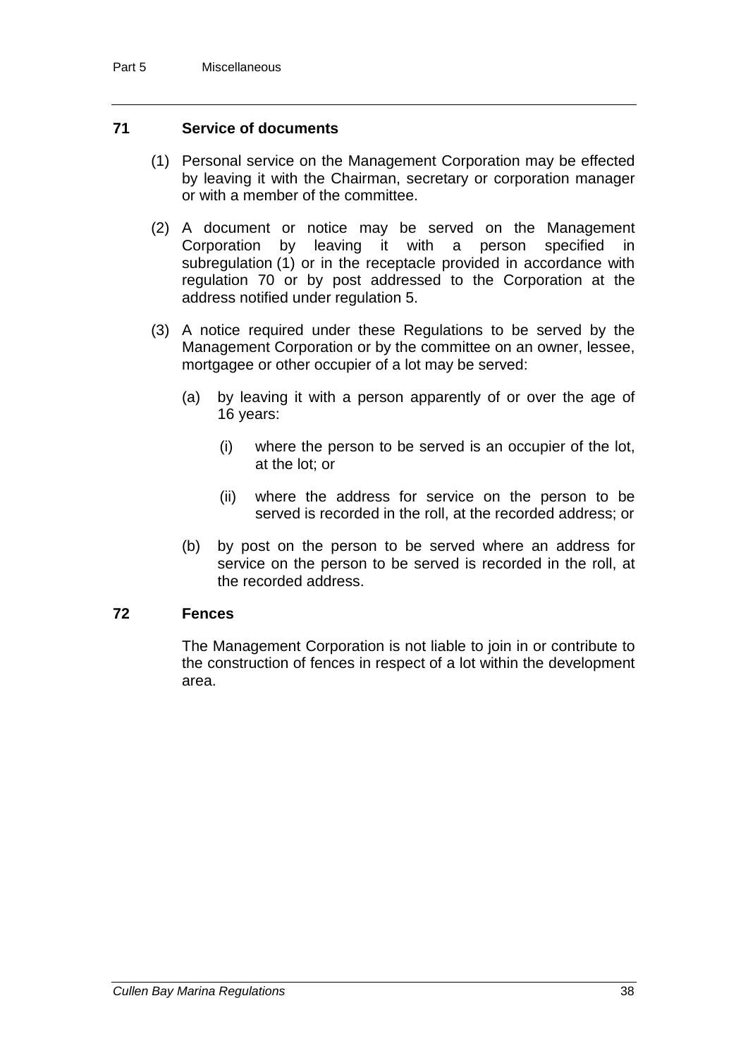## 71 Service of documents

(1) Personal service on the Management Corporation may be effected by leaving it with the Chairman, secretary or corporation manager or with a member of the committee.

(2) A document or notice may be served on the Management Corporation by leaving it with a person specified in subregulation (1) or in the receptacle provided in accordance with regulation 70 or by post addressed to the Corporation at the address notified under regulation 5.

(3) A notice required under these Regulations to be served by the Management Corporation or by the committee on an owner, lessee, mortgagee or other occupier of a lot may be served:

(a) by leaving it with a person apparently of or over the age of 16 years:

(i) where the person to be served is an occupier of the lot, at the lot; or

(ii) where the address for service on the person to be served is recorded in the roll, at the recorded address; or

(b) by post on the person to be served where an address for service on the person to be served is recorded in the roll, at the recorded address.

## 72 Fences

The Management Corporation is not liable to join in or contribute to the construction of fences in respect of a lot within the development area.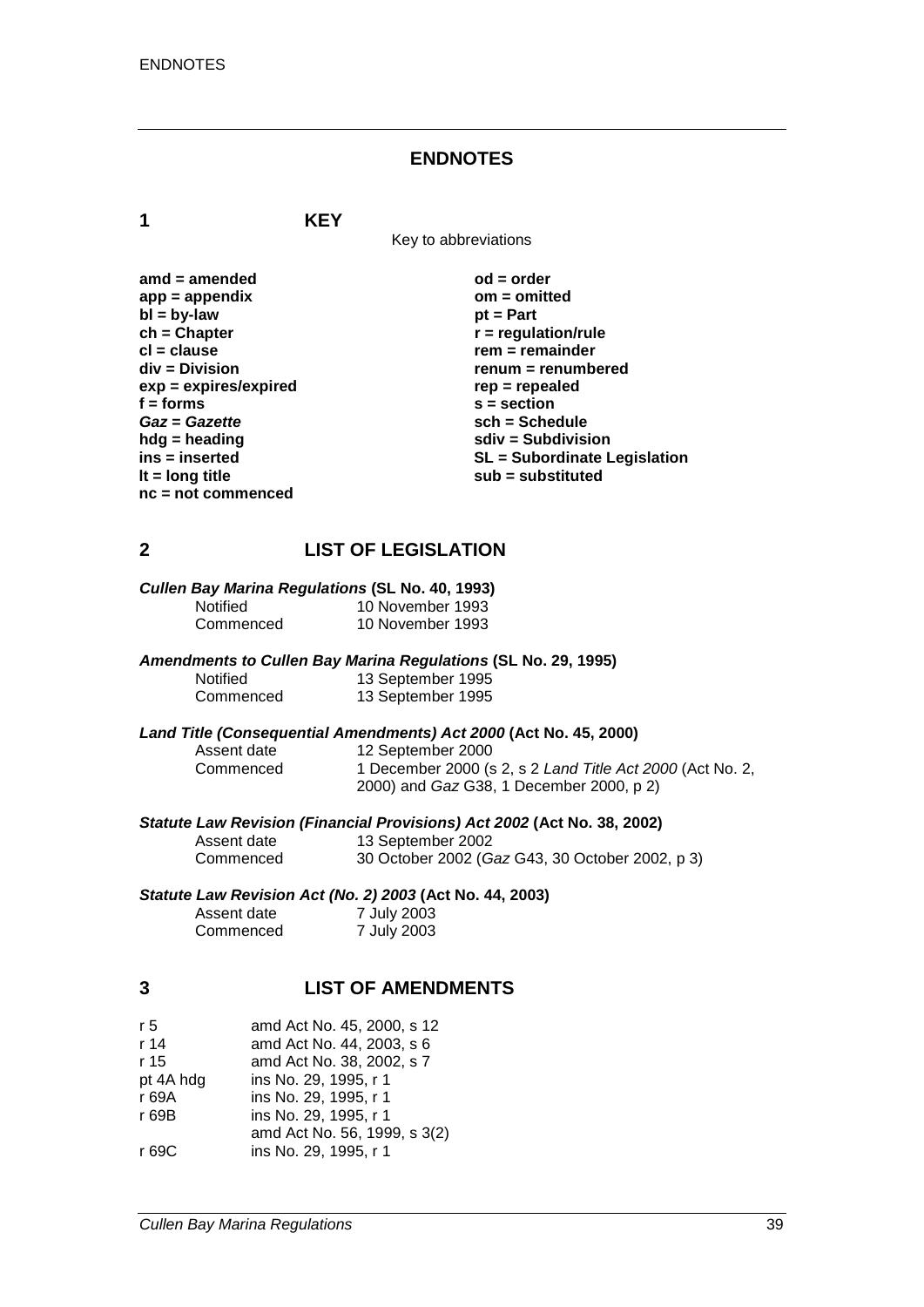# ENDNOTES

## 1 KEY

Key to abbreviations

**amd = amended**
**app = appendix**
**bl = by-law**
**ch = Chapter**
**cl = clause**
**div = Division**
**exp = expires/expired**
**f = forms**
***Gaz* = *Gazette***
**hdg = heading**
**ins = inserted**
**lt = long title**
**nc = not commenced**
**od = order**
**om = omitted**
**pt = Part**
**r = regulation/rule**
**rem = remainder**
**renum = renumbered**
**rep = repealed**
**s = section**
**sch = Schedule**
**sdiv = Subdivision**
**SL = Subordinate Legislation**
**sub = substituted**

## 2 LIST OF LEGISLATION

***Cullen Bay Marina Regulations* (SL No. 40, 1993)**

| | |
|---|---|
| Notified | 10 November 1993 |
| Commenced | 10 November 1993 |

***Amendments to Cullen Bay Marina Regulations* (SL No. 29, 1995)**

| | |
|---|---|
| Notified | 13 September 1995 |
| Commenced | 13 September 1995 |

***Land Title (Consequential Amendments) Act 2000* (Act No. 45, 2000)**

| | |
|---|---|
| Assent date | 12 September 2000 |
| Commenced | 1 December 2000 (s 2, s 2 *Land Title Act 2000* (Act No. 2, 2000) and *Gaz* G38, 1 December 2000, p 2) |

***Statute Law Revision (Financial Provisions) Act 2002* (Act No. 38, 2002)**

| | |
|---|---|
| Assent date | 13 September 2002 |
| Commenced | 30 October 2002 (*Gaz* G43, 30 October 2002, p 3) |

***Statute Law Revision Act (No. 2) 2003* (Act No. 44, 2003)**

| | |
|---|---|
| Assent date | 7 July 2003 |
| Commenced | 7 July 2003 |

## 3 LIST OF AMENDMENTS

| | |
|---|---|
| r 5 | amd Act No. 45, 2000, s 12 |
| r 14 | amd Act No. 44, 2003, s 6 |
| r 15 | amd Act No. 38, 2002, s 7 |
| pt 4A hdg | ins No. 29, 1995, r 1 |
| r 69A | ins No. 29, 1995, r 1 |
| r 69B | ins No. 29, 1995, r 1 |
| | amd Act No. 56, 1999, s 3(2) |
| r 69C | ins No. 29, 1995, r 1 |